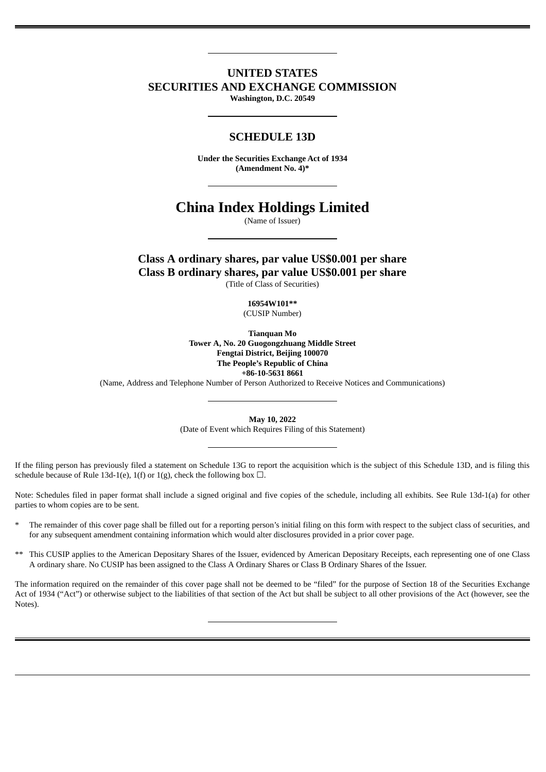# UNITED STATES
# SECURITIES AND EXCHANGE COMMISSION

**Washington, D.C. 20549**

## SCHEDULE 13D

**Under the Securities Exchange Act of 1934**
**(Amendment No. 4)***

# China Index Holdings Limited

(Name of Issuer)

**Class A ordinary shares, par value US$0.001 per share**
**Class B ordinary shares, par value US$0.001 per share**

(Title of Class of Securities)

**16954W101****

(CUSIP Number)

**Tianquan Mo**
**Tower A, No. 20 Guogongzhuang Middle Street**
**Fengtai District, Beijing 100070**
**The People's Republic of China**
**+86-10-5631 8661**

(Name, Address and Telephone Number of Person Authorized to Receive Notices and Communications)

**May 10, 2022**

(Date of Event which Requires Filing of this Statement)

If the filing person has previously filed a statement on Schedule 13G to report the acquisition which is the subject of this Schedule 13D, and is filing this schedule because of Rule 13d-1(e), 1(f) or 1(g), check the following box ☐.

Note: Schedules filed in paper format shall include a signed original and five copies of the schedule, including all exhibits. See Rule 13d-1(a) for other parties to whom copies are to be sent.

\* The remainder of this cover page shall be filled out for a reporting person's initial filing on this form with respect to the subject class of securities, and for any subsequent amendment containing information which would alter disclosures provided in a prior cover page.

\*\* This CUSIP applies to the American Depositary Shares of the Issuer, evidenced by American Depositary Receipts, each representing one of one Class A ordinary share. No CUSIP has been assigned to the Class A Ordinary Shares or Class B Ordinary Shares of the Issuer.

The information required on the remainder of this cover page shall not be deemed to be "filed" for the purpose of Section 18 of the Securities Exchange Act of 1934 ("Act") or otherwise subject to the liabilities of that section of the Act but shall be subject to all other provisions of the Act (however, see the Notes).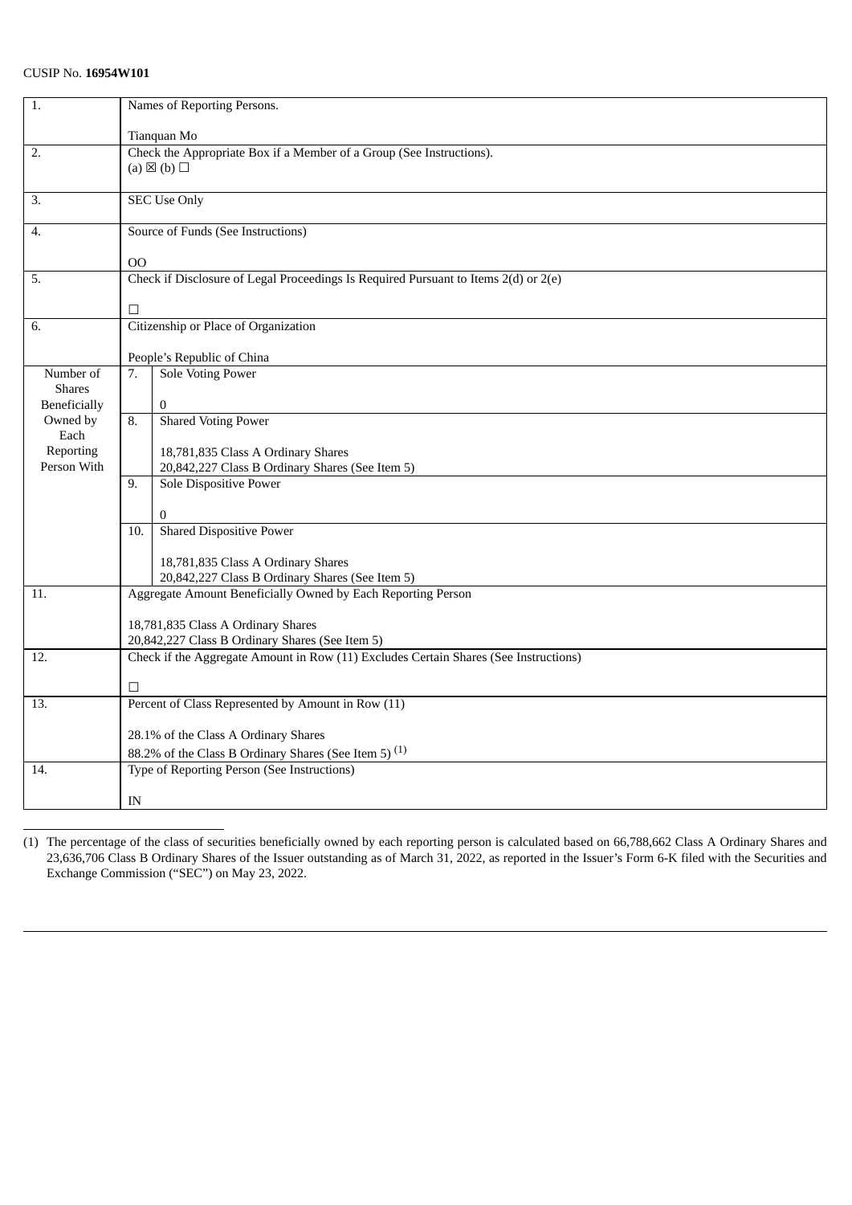CUSIP No. **16954W101**

| 1. | Names of Reporting Persons.<br><br>Tianquan Mo | |
|---|---|---|
| 2. | Check the Appropriate Box if a Member of a Group (See Instructions).<br>(a) ☒ (b) ☐ | |
| 3. | SEC Use Only | |
| 4. | Source of Funds (See Instructions)<br><br>OO | |
| 5. | Check if Disclosure of Legal Proceedings Is Required Pursuant to Items 2(d) or 2(e)<br><br>☐ | |
| 6. | Citizenship or Place of Organization<br><br>People's Republic of China | |
| Number of Shares Beneficially Owned by Each Reporting Person With | 7. | Sole Voting Power<br><br>0 |
| | 8. | Shared Voting Power<br><br>18,781,835 Class A Ordinary Shares<br>20,842,227 Class B Ordinary Shares (See Item 5) |
| | 9. | Sole Dispositive Power<br><br>0 |
| | 10. | Shared Dispositive Power<br><br>18,781,835 Class A Ordinary Shares<br>20,842,227 Class B Ordinary Shares (See Item 5) |
| 11. | Aggregate Amount Beneficially Owned by Each Reporting Person<br><br>18,781,835 Class A Ordinary Shares<br>20,842,227 Class B Ordinary Shares (See Item 5) | |
| 12. | Check if the Aggregate Amount in Row (11) Excludes Certain Shares (See Instructions)<br><br>☐ | |
| 13. | Percent of Class Represented by Amount in Row (11)<br><br>28.1% of the Class A Ordinary Shares<br>88.2% of the Class B Ordinary Shares (See Item 5) (1) | |
| 14. | Type of Reporting Person (See Instructions)<br><br>IN | |

(1) The percentage of the class of securities beneficially owned by each reporting person is calculated based on 66,788,662 Class A Ordinary Shares and 23,636,706 Class B Ordinary Shares of the Issuer outstanding as of March 31, 2022, as reported in the Issuer's Form 6-K filed with the Securities and Exchange Commission ("SEC") on May 23, 2022.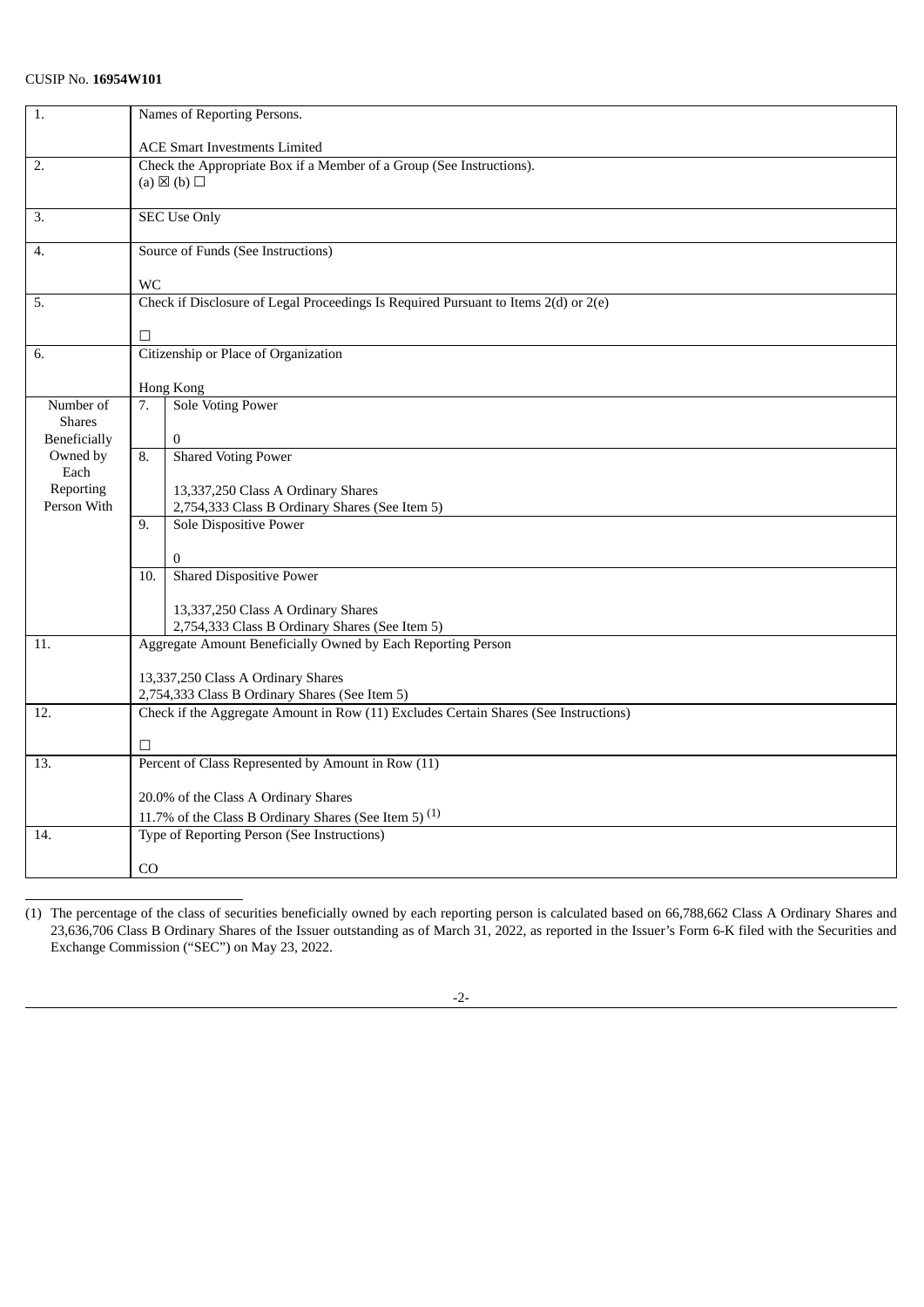CUSIP No. **16954W101**

| | | | |
|---|---|---|---|
| 1. | Names of Reporting Persons.<br><br>ACE Smart Investments Limited | | |
| 2. | Check the Appropriate Box if a Member of a Group (See Instructions).<br>(a) ☒ (b) ☐ | | |
| 3. | SEC Use Only | | |
| 4. | Source of Funds (See Instructions)<br><br>WC | | |
| 5. | Check if Disclosure of Legal Proceedings Is Required Pursuant to Items 2(d) or 2(e)<br><br>☐ | | |
| 6. | Citizenship or Place of Organization<br><br>Hong Kong | | |
| Number of Shares Beneficially Owned by Each Reporting Person With | 7. | Sole Voting Power<br><br>0 | |
| | 8. | Shared Voting Power<br><br>13,337,250 Class A Ordinary Shares<br>2,754,333 Class B Ordinary Shares (See Item 5) | |
| | 9. | Sole Dispositive Power<br><br>0 | |
| | 10. | Shared Dispositive Power<br><br>13,337,250 Class A Ordinary Shares<br>2,754,333 Class B Ordinary Shares (See Item 5) | |
| 11. | Aggregate Amount Beneficially Owned by Each Reporting Person<br><br>13,337,250 Class A Ordinary Shares<br>2,754,333 Class B Ordinary Shares (See Item 5) | | |
| 12. | Check if the Aggregate Amount in Row (11) Excludes Certain Shares (See Instructions)<br><br>☐ | | |
| 13. | Percent of Class Represented by Amount in Row (11)<br><br>20.0% of the Class A Ordinary Shares<br>11.7% of the Class B Ordinary Shares (See Item 5) [(1)] | | |
| 14. | Type of Reporting Person (See Instructions)<br><br>CO | | |

(1) The percentage of the class of securities beneficially owned by each reporting person is calculated based on 66,788,662 Class A Ordinary Shares and 23,636,706 Class B Ordinary Shares of the Issuer outstanding as of March 31, 2022, as reported in the Issuer's Form 6-K filed with the Securities and Exchange Commission ("SEC") on May 23, 2022.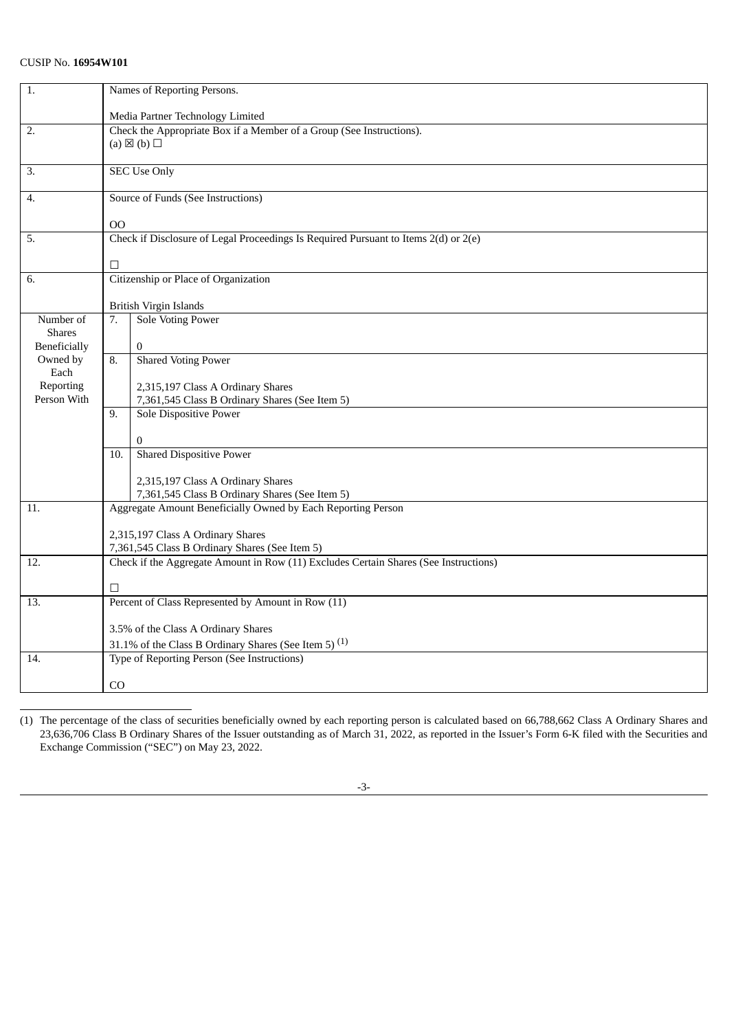CUSIP No. **16954W101**

| 1. | Names of Reporting Persons.<br><br>Media Partner Technology Limited | |
|---|---|---|
| 2. | Check the Appropriate Box if a Member of a Group (See Instructions).<br>(a) ☒ (b) ☐ | |
| 3. | SEC Use Only | |
| 4. | Source of Funds (See Instructions)<br><br>OO | |
| 5. | Check if Disclosure of Legal Proceedings Is Required Pursuant to Items 2(d) or 2(e)<br><br>☐ | |
| 6. | Citizenship or Place of Organization<br><br>British Virgin Islands | |
| Number of Shares Beneficially Owned by Each Reporting Person With | 7. | Sole Voting Power<br><br>0 |
| | 8. | Shared Voting Power<br><br>2,315,197 Class A Ordinary Shares<br>7,361,545 Class B Ordinary Shares (See Item 5) |
| | 9. | Sole Dispositive Power<br><br>0 |
| | 10. | Shared Dispositive Power<br><br>2,315,197 Class A Ordinary Shares<br>7,361,545 Class B Ordinary Shares (See Item 5) |
| 11. | Aggregate Amount Beneficially Owned by Each Reporting Person<br><br>2,315,197 Class A Ordinary Shares<br>7,361,545 Class B Ordinary Shares (See Item 5) | |
| 12. | Check if the Aggregate Amount in Row (11) Excludes Certain Shares (See Instructions)<br><br>☐ | |
| 13. | Percent of Class Represented by Amount in Row (11)<br><br>3.5% of the Class A Ordinary Shares<br>31.1% of the Class B Ordinary Shares (See Item 5) [(1)] | |
| 14. | Type of Reporting Person (See Instructions)<br><br>CO | |

(1) The percentage of the class of securities beneficially owned by each reporting person is calculated based on 66,788,662 Class A Ordinary Shares and 23,636,706 Class B Ordinary Shares of the Issuer outstanding as of March 31, 2022, as reported in the Issuer's Form 6-K filed with the Securities and Exchange Commission ("SEC") on May 23, 2022.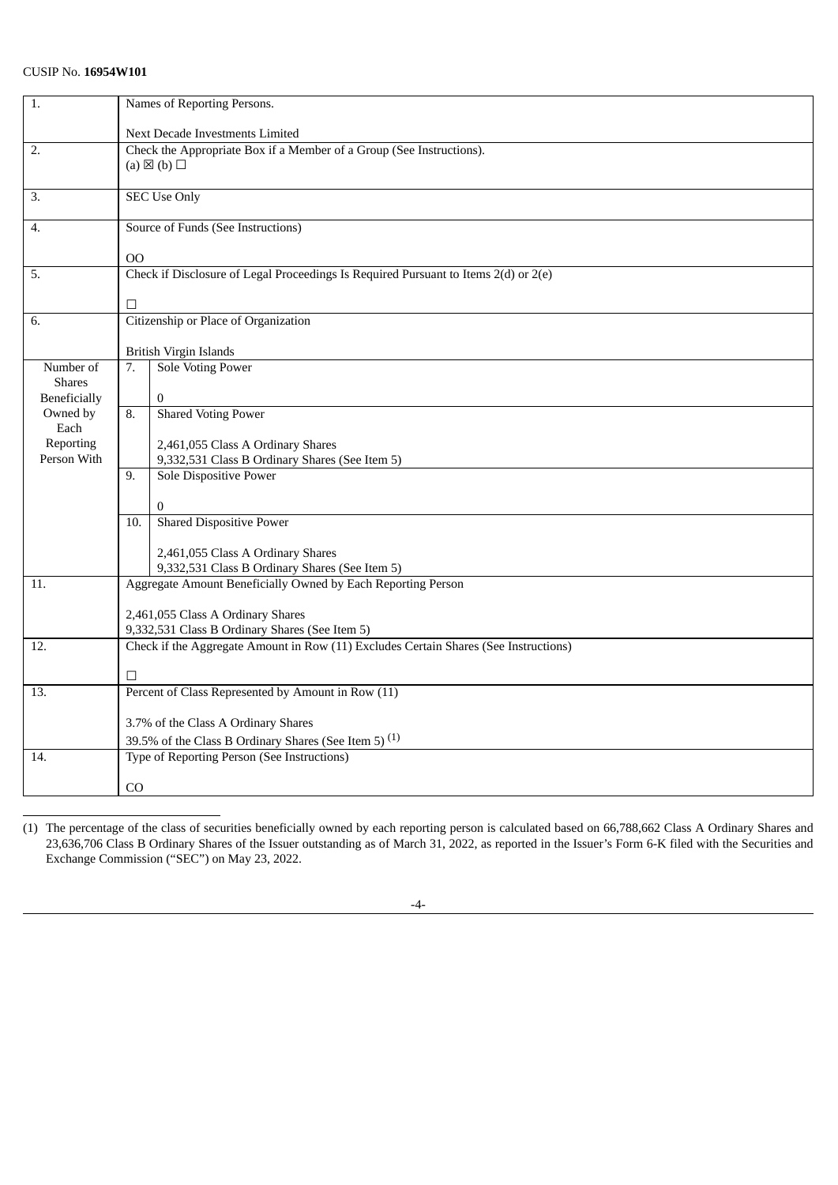CUSIP No. **16954W101**

| 1. | Names of Reporting Persons.<br><br>Next Decade Investments Limited | |
|---|---|---|
| 2. | Check the Appropriate Box if a Member of a Group (See Instructions).<br>(a) ☒ (b) ☐ | |
| 3. | SEC Use Only | |
| 4. | Source of Funds (See Instructions)<br><br>OO | |
| 5. | Check if Disclosure of Legal Proceedings Is Required Pursuant to Items 2(d) or 2(e)<br><br>☐ | |
| 6. | Citizenship or Place of Organization<br><br>British Virgin Islands | |
| Number of Shares Beneficially Owned by Each Reporting Person With | 7. | Sole Voting Power<br><br>0 |
| | 8. | Shared Voting Power<br><br>2,461,055 Class A Ordinary Shares<br>9,332,531 Class B Ordinary Shares (See Item 5) |
| | 9. | Sole Dispositive Power<br><br>0 |
| | 10. | Shared Dispositive Power<br><br>2,461,055 Class A Ordinary Shares<br>9,332,531 Class B Ordinary Shares (See Item 5) |
| 11. | Aggregate Amount Beneficially Owned by Each Reporting Person<br><br>2,461,055 Class A Ordinary Shares<br>9,332,531 Class B Ordinary Shares (See Item 5) | |
| 12. | Check if the Aggregate Amount in Row (11) Excludes Certain Shares (See Instructions)<br><br>☐ | |
| 13. | Percent of Class Represented by Amount in Row (11)<br><br>3.7% of the Class A Ordinary Shares<br>39.5% of the Class B Ordinary Shares (See Item 5) [(1)] | |
| 14. | Type of Reporting Person (See Instructions)<br><br>CO | |

(1) The percentage of the class of securities beneficially owned by each reporting person is calculated based on 66,788,662 Class A Ordinary Shares and 23,636,706 Class B Ordinary Shares of the Issuer outstanding as of March 31, 2022, as reported in the Issuer's Form 6-K filed with the Securities and Exchange Commission ("SEC") on May 23, 2022.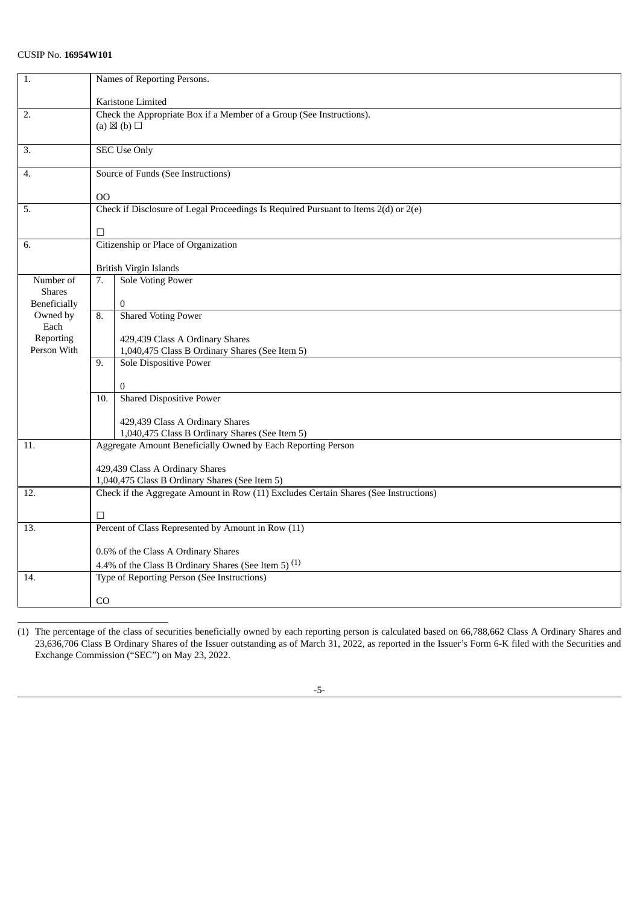CUSIP No. **16954W101**

| | | |
|---|---|---|
| 1. | Names of Reporting Persons.<br><br>Karistone Limited | |
| 2. | Check the Appropriate Box if a Member of a Group (See Instructions).<br>(a) ☒ (b) ☐ | |
| 3. | SEC Use Only | |
| 4. | Source of Funds (See Instructions)<br><br>OO | |
| 5. | Check if Disclosure of Legal Proceedings Is Required Pursuant to Items 2(d) or 2(e)<br><br>☐ | |
| 6. | Citizenship or Place of Organization<br><br>British Virgin Islands | |
| Number of Shares Beneficially Owned by Each Reporting Person With | 7. | Sole Voting Power<br><br>0 |
| | 8. | Shared Voting Power<br><br>429,439 Class A Ordinary Shares<br>1,040,475 Class B Ordinary Shares (See Item 5) |
| | 9. | Sole Dispositive Power<br><br>0 |
| | 10. | Shared Dispositive Power<br><br>429,439 Class A Ordinary Shares<br>1,040,475 Class B Ordinary Shares (See Item 5) |
| 11. | Aggregate Amount Beneficially Owned by Each Reporting Person<br><br>429,439 Class A Ordinary Shares<br>1,040,475 Class B Ordinary Shares (See Item 5) | |
| 12. | Check if the Aggregate Amount in Row (11) Excludes Certain Shares (See Instructions)<br><br>☐ | |
| 13. | Percent of Class Represented by Amount in Row (11)<br><br>0.6% of the Class A Ordinary Shares<br>4.4% of the Class B Ordinary Shares (See Item 5) [1] | |
| 14. | Type of Reporting Person (See Instructions)<br><br>CO | |

(1) The percentage of the class of securities beneficially owned by each reporting person is calculated based on 66,788,662 Class A Ordinary Shares and 23,636,706 Class B Ordinary Shares of the Issuer outstanding as of March 31, 2022, as reported in the Issuer's Form 6-K filed with the Securities and Exchange Commission ("SEC") on May 23, 2022.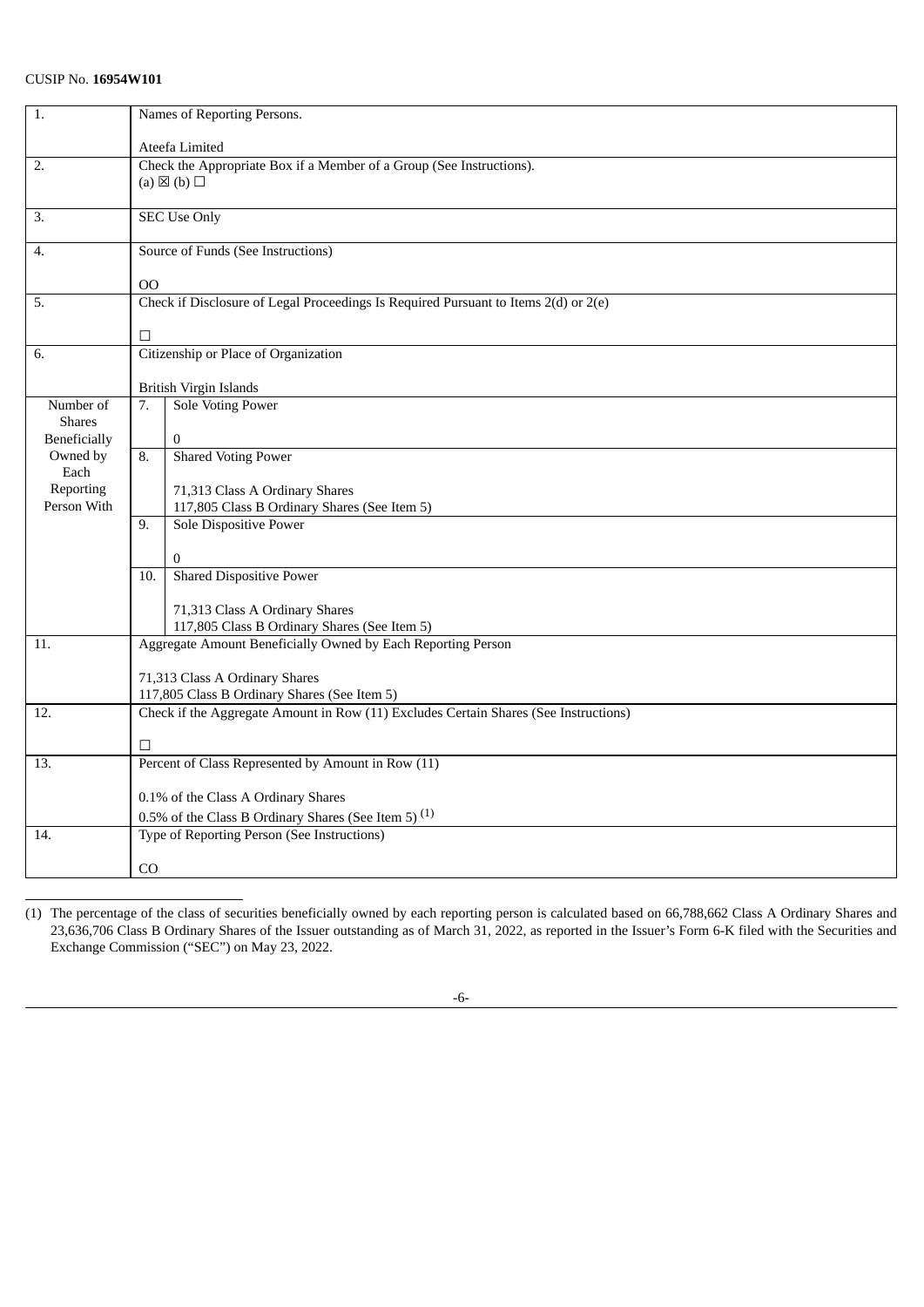CUSIP No. **16954W101**

| | | |
|---|---|---|
| 1. | Names of Reporting Persons.<br><br>Ateefa Limited | |
| 2. | Check the Appropriate Box if a Member of a Group (See Instructions).<br>(a) ☒ (b) ☐ | |
| 3. | SEC Use Only | |
| 4. | Source of Funds (See Instructions)<br><br>OO | |
| 5. | Check if Disclosure of Legal Proceedings Is Required Pursuant to Items 2(d) or 2(e)<br><br>☐ | |
| 6. | Citizenship or Place of Organization<br><br>British Virgin Islands | |
| Number of Shares Beneficially Owned by Each Reporting Person With | 7. | Sole Voting Power<br><br>0 |
| | 8. | Shared Voting Power<br><br>71,313 Class A Ordinary Shares<br>117,805 Class B Ordinary Shares (See Item 5) |
| | 9. | Sole Dispositive Power<br><br>0 |
| | 10. | Shared Dispositive Power<br><br>71,313 Class A Ordinary Shares<br>117,805 Class B Ordinary Shares (See Item 5) |
| 11. | Aggregate Amount Beneficially Owned by Each Reporting Person<br><br>71,313 Class A Ordinary Shares<br>117,805 Class B Ordinary Shares (See Item 5) | |
| 12. | Check if the Aggregate Amount in Row (11) Excludes Certain Shares (See Instructions)<br><br>☐ | |
| 13. | Percent of Class Represented by Amount in Row (11)<br><br>0.1% of the Class A Ordinary Shares<br>0.5% of the Class B Ordinary Shares (See Item 5) (1) | |
| 14. | Type of Reporting Person (See Instructions)<br><br>CO | |

(1) The percentage of the class of securities beneficially owned by each reporting person is calculated based on 66,788,662 Class A Ordinary Shares and 23,636,706 Class B Ordinary Shares of the Issuer outstanding as of March 31, 2022, as reported in the Issuer's Form 6-K filed with the Securities and Exchange Commission ("SEC") on May 23, 2022.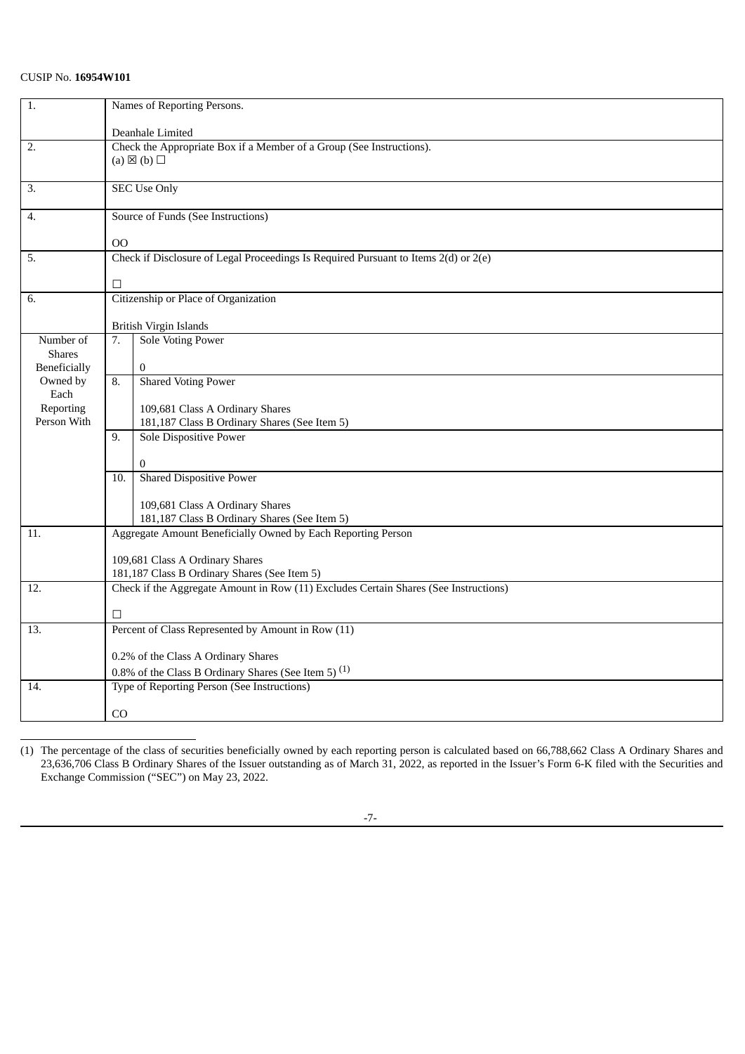CUSIP No. **16954W101**

| | | |
|---|---|---|
| 1. | Names of Reporting Persons.<br><br>Deanhale Limited | |
| 2. | Check the Appropriate Box if a Member of a Group (See Instructions).<br>(a) ☒ (b) ☐ | |
| 3. | SEC Use Only | |
| 4. | Source of Funds (See Instructions)<br><br>OO | |
| 5. | Check if Disclosure of Legal Proceedings Is Required Pursuant to Items 2(d) or 2(e)<br><br>☐ | |
| 6. | Citizenship or Place of Organization<br><br>British Virgin Islands | |
| Number of Shares Beneficially Owned by Each Reporting Person With | 7. | Sole Voting Power<br><br>0 |
| | 8. | Shared Voting Power<br><br>109,681 Class A Ordinary Shares<br>181,187 Class B Ordinary Shares (See Item 5) |
| | 9. | Sole Dispositive Power<br><br>0 |
| | 10. | Shared Dispositive Power<br><br>109,681 Class A Ordinary Shares<br>181,187 Class B Ordinary Shares (See Item 5) |
| 11. | Aggregate Amount Beneficially Owned by Each Reporting Person<br><br>109,681 Class A Ordinary Shares<br>181,187 Class B Ordinary Shares (See Item 5) | |
| 12. | Check if the Aggregate Amount in Row (11) Excludes Certain Shares (See Instructions)<br><br>☐ | |
| 13. | Percent of Class Represented by Amount in Row (11)<br><br>0.2% of the Class A Ordinary Shares<br>0.8% of the Class B Ordinary Shares (See Item 5) (1) | |
| 14. | Type of Reporting Person (See Instructions)<br><br>CO | |

(1) The percentage of the class of securities beneficially owned by each reporting person is calculated based on 66,788,662 Class A Ordinary Shares and 23,636,706 Class B Ordinary Shares of the Issuer outstanding as of March 31, 2022, as reported in the Issuer's Form 6-K filed with the Securities and Exchange Commission ("SEC") on May 23, 2022.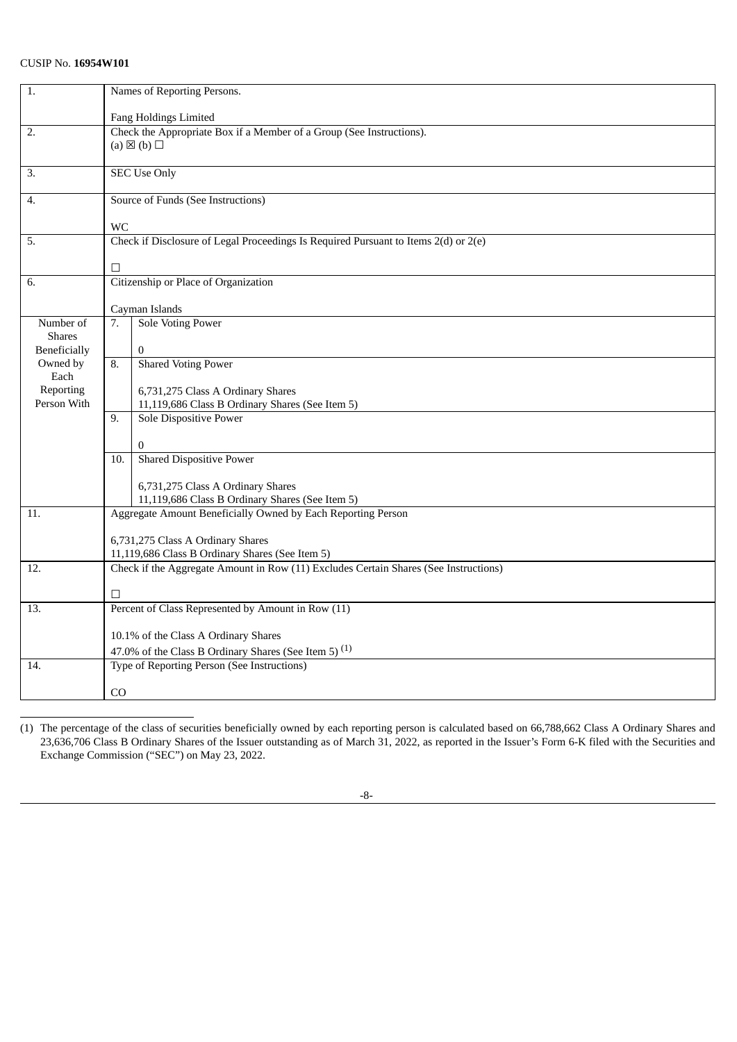CUSIP No. **16954W101**

| 1. | Names of Reporting Persons.<br><br>Fang Holdings Limited | |
|---|---|---|
| 2. | Check the Appropriate Box if a Member of a Group (See Instructions).<br>(a) ☒ (b) ☐ | |
| 3. | SEC Use Only | |
| 4. | Source of Funds (See Instructions)<br><br>WC | |
| 5. | Check if Disclosure of Legal Proceedings Is Required Pursuant to Items 2(d) or 2(e)<br><br>☐ | |
| 6. | Citizenship or Place of Organization<br><br>Cayman Islands | |
| Number of Shares Beneficially Owned by Each Reporting Person With | 7. | Sole Voting Power<br><br>0 |
| | 8. | Shared Voting Power<br><br>6,731,275 Class A Ordinary Shares<br>11,119,686 Class B Ordinary Shares (See Item 5) |
| | 9. | Sole Dispositive Power<br><br>0 |
| | 10. | Shared Dispositive Power<br><br>6,731,275 Class A Ordinary Shares<br>11,119,686 Class B Ordinary Shares (See Item 5) |
| 11. | Aggregate Amount Beneficially Owned by Each Reporting Person<br><br>6,731,275 Class A Ordinary Shares<br>11,119,686 Class B Ordinary Shares (See Item 5) | |
| 12. | Check if the Aggregate Amount in Row (11) Excludes Certain Shares (See Instructions)<br><br>☐ | |
| 13. | Percent of Class Represented by Amount in Row (11)<br><br>10.1% of the Class A Ordinary Shares<br>47.0% of the Class B Ordinary Shares (See Item 5) (1) | |
| 14. | Type of Reporting Person (See Instructions)<br><br>CO | |

(1) The percentage of the class of securities beneficially owned by each reporting person is calculated based on 66,788,662 Class A Ordinary Shares and 23,636,706 Class B Ordinary Shares of the Issuer outstanding as of March 31, 2022, as reported in the Issuer's Form 6-K filed with the Securities and Exchange Commission ("SEC") on May 23, 2022.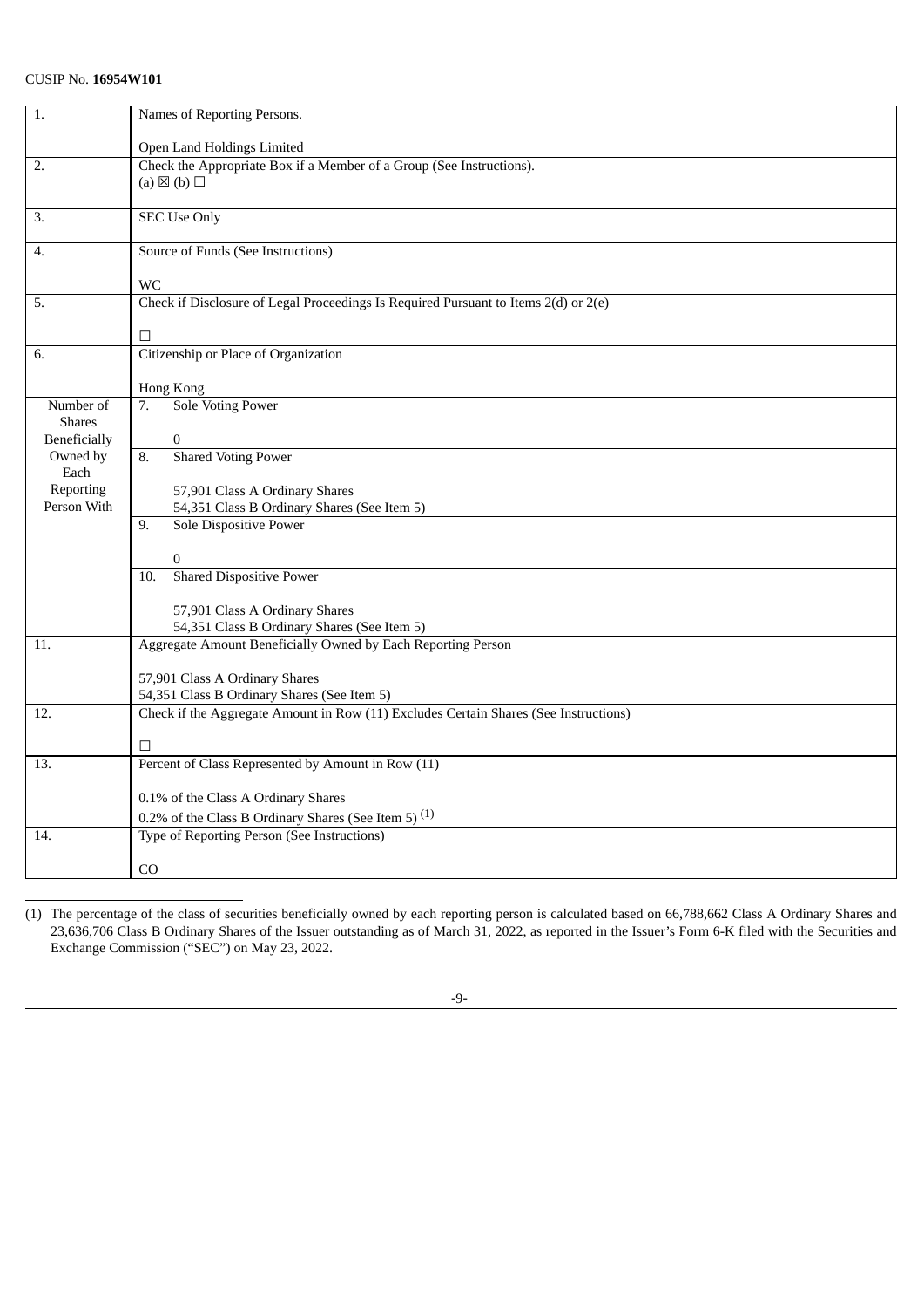CUSIP No. **16954W101**

| | | |
|---|---|---|
| 1. | Names of Reporting Persons.<br><br>Open Land Holdings Limited | |
| 2. | Check the Appropriate Box if a Member of a Group (See Instructions).<br>(a) ☒ (b) ☐ | |
| 3. | SEC Use Only | |
| 4. | Source of Funds (See Instructions)<br><br>WC | |
| 5. | Check if Disclosure of Legal Proceedings Is Required Pursuant to Items 2(d) or 2(e)<br><br>☐ | |
| 6. | Citizenship or Place of Organization<br><br>Hong Kong | |
| Number of Shares Beneficially Owned by Each Reporting Person With | 7. | Sole Voting Power<br><br>0 |
| | 8. | Shared Voting Power<br><br>57,901 Class A Ordinary Shares<br>54,351 Class B Ordinary Shares (See Item 5) |
| | 9. | Sole Dispositive Power<br><br>0 |
| | 10. | Shared Dispositive Power<br><br>57,901 Class A Ordinary Shares<br>54,351 Class B Ordinary Shares (See Item 5) |
| 11. | Aggregate Amount Beneficially Owned by Each Reporting Person<br><br>57,901 Class A Ordinary Shares<br>54,351 Class B Ordinary Shares (See Item 5) | |
| 12. | Check if the Aggregate Amount in Row (11) Excludes Certain Shares (See Instructions)<br><br>☐ | |
| 13. | Percent of Class Represented by Amount in Row (11)<br><br>0.1% of the Class A Ordinary Shares<br>0.2% of the Class B Ordinary Shares (See Item 5) (1) | |
| 14. | Type of Reporting Person (See Instructions)<br><br>CO | |

(1) The percentage of the class of securities beneficially owned by each reporting person is calculated based on 66,788,662 Class A Ordinary Shares and 23,636,706 Class B Ordinary Shares of the Issuer outstanding as of March 31, 2022, as reported in the Issuer's Form 6-K filed with the Securities and Exchange Commission ("SEC") on May 23, 2022.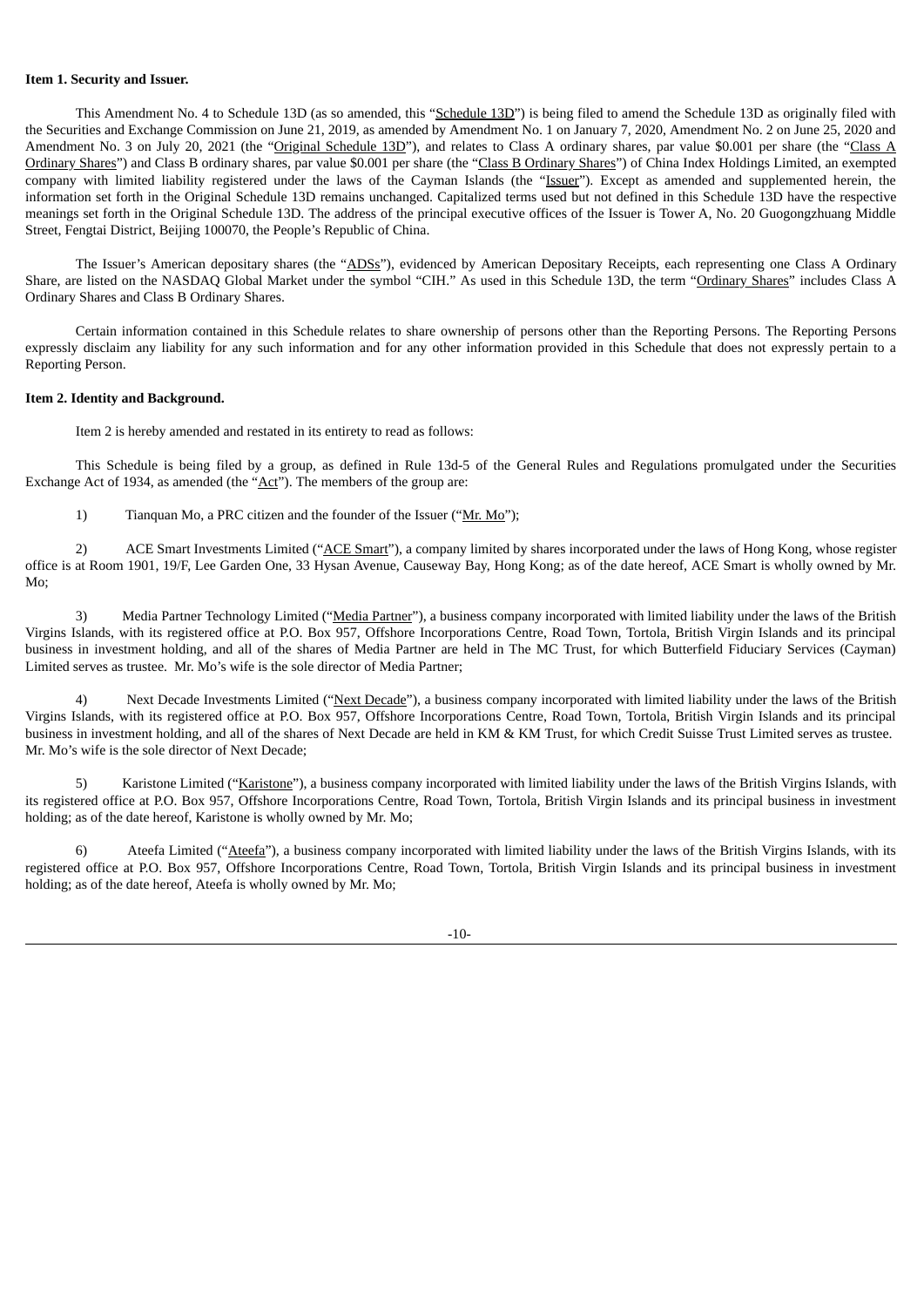**Item 1. Security and Issuer.**

This Amendment No. 4 to Schedule 13D (as so amended, this "Schedule 13D") is being filed to amend the Schedule 13D as originally filed with the Securities and Exchange Commission on June 21, 2019, as amended by Amendment No. 1 on January 7, 2020, Amendment No. 2 on June 25, 2020 and Amendment No. 3 on July 20, 2021 (the "Original Schedule 13D"), and relates to Class A ordinary shares, par value $0.001 per share (the "Class A Ordinary Shares") and Class B ordinary shares, par value $0.001 per share (the "Class B Ordinary Shares") of China Index Holdings Limited, an exempted company with limited liability registered under the laws of the Cayman Islands (the "Issuer"). Except as amended and supplemented herein, the information set forth in the Original Schedule 13D remains unchanged. Capitalized terms used but not defined in this Schedule 13D have the respective meanings set forth in the Original Schedule 13D. The address of the principal executive offices of the Issuer is Tower A, No. 20 Guogongzhuang Middle Street, Fengtai District, Beijing 100070, the People's Republic of China.

The Issuer's American depositary shares (the "ADSs"), evidenced by American Depositary Receipts, each representing one Class A Ordinary Share, are listed on the NASDAQ Global Market under the symbol "CIH." As used in this Schedule 13D, the term "Ordinary Shares" includes Class A Ordinary Shares and Class B Ordinary Shares.

Certain information contained in this Schedule relates to share ownership of persons other than the Reporting Persons. The Reporting Persons expressly disclaim any liability for any such information and for any other information provided in this Schedule that does not expressly pertain to a Reporting Person.

**Item 2. Identity and Background.**

Item 2 is hereby amended and restated in its entirety to read as follows:

This Schedule is being filed by a group, as defined in Rule 13d-5 of the General Rules and Regulations promulgated under the Securities Exchange Act of 1934, as amended (the "Act"). The members of the group are:

1) Tianquan Mo, a PRC citizen and the founder of the Issuer ("Mr. Mo");

2) ACE Smart Investments Limited ("ACE Smart"), a company limited by shares incorporated under the laws of Hong Kong, whose register office is at Room 1901, 19/F, Lee Garden One, 33 Hysan Avenue, Causeway Bay, Hong Kong; as of the date hereof, ACE Smart is wholly owned by Mr. Mo;

3) Media Partner Technology Limited ("Media Partner"), a business company incorporated with limited liability under the laws of the British Virgins Islands, with its registered office at P.O. Box 957, Offshore Incorporations Centre, Road Town, Tortola, British Virgin Islands and its principal business in investment holding, and all of the shares of Media Partner are held in The MC Trust, for which Butterfield Fiduciary Services (Cayman) Limited serves as trustee. Mr. Mo's wife is the sole director of Media Partner;

4) Next Decade Investments Limited ("Next Decade"), a business company incorporated with limited liability under the laws of the British Virgins Islands, with its registered office at P.O. Box 957, Offshore Incorporations Centre, Road Town, Tortola, British Virgin Islands and its principal business in investment holding, and all of the shares of Next Decade are held in KM & KM Trust, for which Credit Suisse Trust Limited serves as trustee. Mr. Mo's wife is the sole director of Next Decade;

5) Karistone Limited ("Karistone"), a business company incorporated with limited liability under the laws of the British Virgins Islands, with its registered office at P.O. Box 957, Offshore Incorporations Centre, Road Town, Tortola, British Virgin Islands and its principal business in investment holding; as of the date hereof, Karistone is wholly owned by Mr. Mo;

6) Ateefa Limited ("Ateefa"), a business company incorporated with limited liability under the laws of the British Virgins Islands, with its registered office at P.O. Box 957, Offshore Incorporations Centre, Road Town, Tortola, British Virgin Islands and its principal business in investment holding; as of the date hereof, Ateefa is wholly owned by Mr. Mo;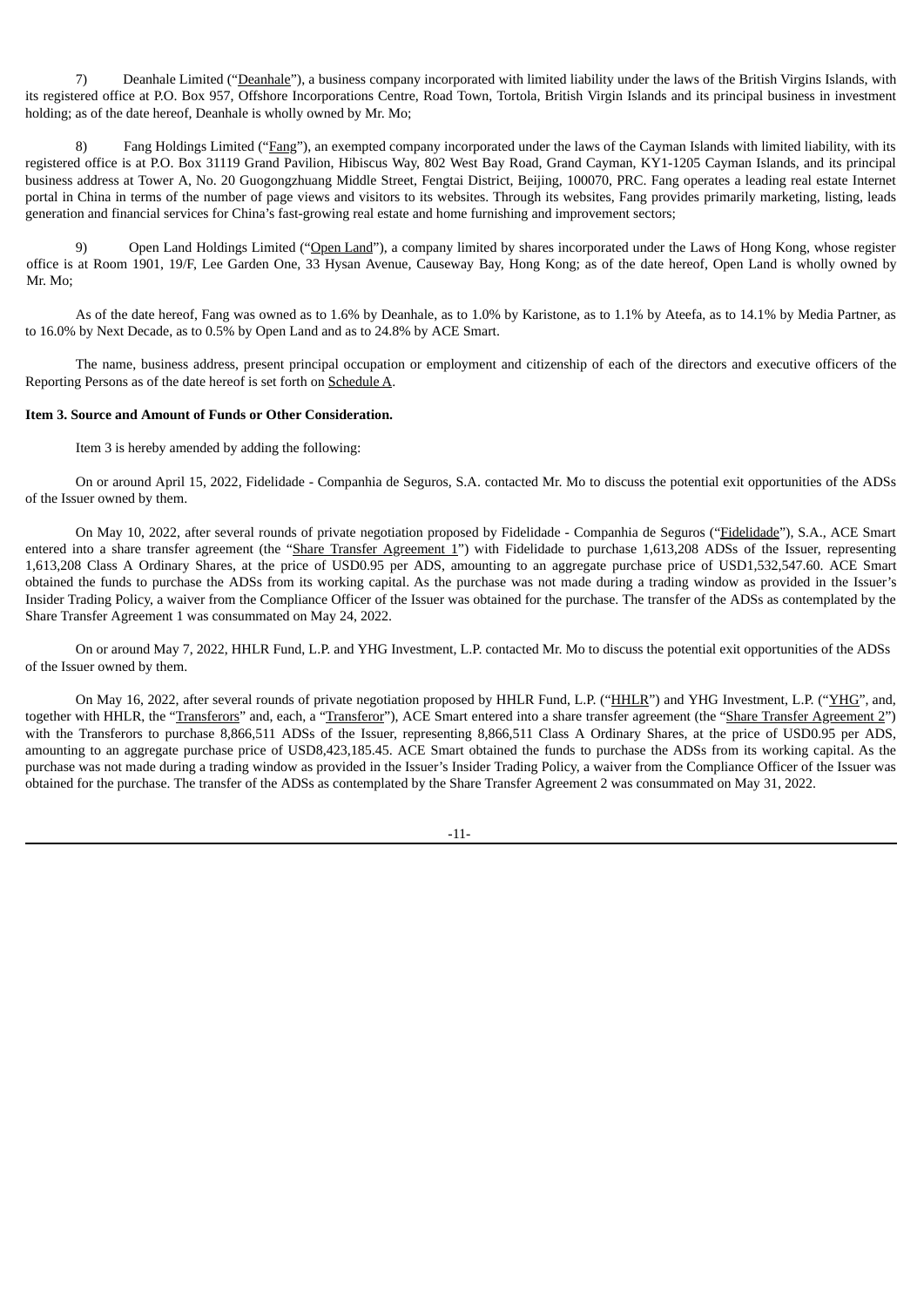7) Deanhale Limited ("Deanhale"), a business company incorporated with limited liability under the laws of the British Virgin Islands, with its registered office at P.O. Box 957, Offshore Incorporations Centre, Road Town, Tortola, British Virgin Islands and its principal business in investment holding; as of the date hereof, Deanhale is wholly owned by Mr. Mo;

8) Fang Holdings Limited ("Fang"), an exempted company incorporated under the laws of the Cayman Islands with limited liability, with its registered office is at P.O. Box 31119 Grand Pavilion, Hibiscus Way, 802 West Bay Road, Grand Cayman, KY1-1205 Cayman Islands, and its principal business address at Tower A, No. 20 Guogongzhuang Middle Street, Fengtai District, Beijing, 100070, PRC. Fang operates a leading real estate Internet portal in China in terms of the number of page views and visitors to its websites. Through its websites, Fang provides primarily marketing, listing, leads generation and financial services for China's fast-growing real estate and home furnishing and improvement sectors;

9) Open Land Holdings Limited ("Open Land"), a company limited by shares incorporated under the Laws of Hong Kong, whose register office is at Room 1901, 19/F, Lee Garden One, 33 Hysan Avenue, Causeway Bay, Hong Kong; as of the date hereof, Open Land is wholly owned by Mr. Mo;

As of the date hereof, Fang was owned as to 1.6% by Deanhale, as to 1.0% by Karistone, as to 1.1% by Ateefa, as to 14.1% by Media Partner, as to 16.0% by Next Decade, as to 0.5% by Open Land and as to 24.8% by ACE Smart.

The name, business address, present principal occupation or employment and citizenship of each of the directors and executive officers of the Reporting Persons as of the date hereof is set forth on Schedule A.

**Item 3. Source and Amount of Funds or Other Consideration.**

Item 3 is hereby amended by adding the following:

On or around April 15, 2022, Fidelidade - Companhia de Seguros, S.A. contacted Mr. Mo to discuss the potential exit opportunities of the ADSs of the Issuer owned by them.

On May 10, 2022, after several rounds of private negotiation proposed by Fidelidade - Companhia de Seguros ("Fidelidade"), S.A., ACE Smart entered into a share transfer agreement (the "Share Transfer Agreement 1") with Fidelidade to purchase 1,613,208 ADSs of the Issuer, representing 1,613,208 Class A Ordinary Shares, at the price of USD0.95 per ADS, amounting to an aggregate purchase price of USD1,532,547.60. ACE Smart obtained the funds to purchase the ADSs from its working capital. As the purchase was not made during a trading window as provided in the Issuer's Insider Trading Policy, a waiver from the Compliance Officer of the Issuer was obtained for the purchase. The transfer of the ADSs as contemplated by the Share Transfer Agreement 1 was consummated on May 24, 2022.

On or around May 7, 2022, HHLR Fund, L.P. and YHG Investment, L.P. contacted Mr. Mo to discuss the potential exit opportunities of the ADSs of the Issuer owned by them.

On May 16, 2022, after several rounds of private negotiation proposed by HHLR Fund, L.P. ("HHLR") and YHG Investment, L.P. ("YHG", and, together with HHLR, the "Transferors" and, each, a "Transferor"), ACE Smart entered into a share transfer agreement (the "Share Transfer Agreement 2") with the Transferors to purchase 8,866,511 ADSs of the Issuer, representing 8,866,511 Class A Ordinary Shares, at the price of USD0.95 per ADS, amounting to an aggregate purchase price of USD8,423,185.45. ACE Smart obtained the funds to purchase the ADSs from its working capital. As the purchase was not made during a trading window as provided in the Issuer's Insider Trading Policy, a waiver from the Compliance Officer of the Issuer was obtained for the purchase. The transfer of the ADSs as contemplated by the Share Transfer Agreement 2 was consummated on May 31, 2022.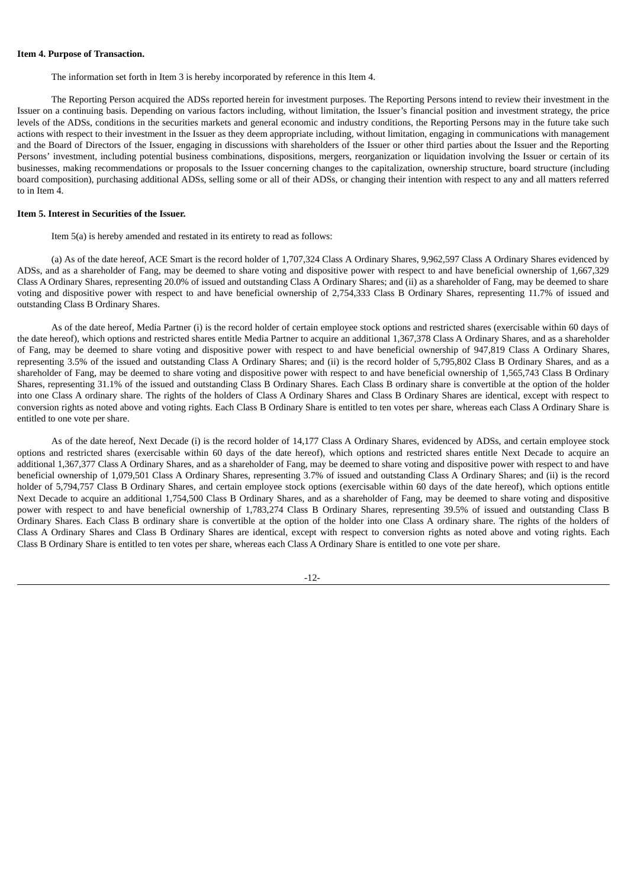**Item 4. Purpose of Transaction.**

The information set forth in Item 3 is hereby incorporated by reference in this Item 4.

The Reporting Person acquired the ADSs reported herein for investment purposes. The Reporting Persons intend to review their investment in the Issuer on a continuing basis. Depending on various factors including, without limitation, the Issuer's financial position and investment strategy, the price levels of the ADSs, conditions in the securities markets and general economic and industry conditions, the Reporting Persons may in the future take such actions with respect to their investment in the Issuer as they deem appropriate including, without limitation, engaging in communications with management and the Board of Directors of the Issuer, engaging in discussions with shareholders of the Issuer or other third parties about the Issuer and the Reporting Persons' investment, including potential business combinations, dispositions, mergers, reorganization or liquidation involving the Issuer or certain of its businesses, making recommendations or proposals to the Issuer concerning changes to the capitalization, ownership structure, board structure (including board composition), purchasing additional ADSs, selling some or all of their ADSs, or changing their intention with respect to any and all matters referred to in Item 4.

**Item 5. Interest in Securities of the Issuer.**

Item 5(a) is hereby amended and restated in its entirety to read as follows:

(a) As of the date hereof, ACE Smart is the record holder of 1,707,324 Class A Ordinary Shares, 9,962,597 Class A Ordinary Shares evidenced by ADSs, and as a shareholder of Fang, may be deemed to share voting and dispositive power with respect to and have beneficial ownership of 1,667,329 Class A Ordinary Shares, representing 20.0% of issued and outstanding Class A Ordinary Shares; and (ii) as a shareholder of Fang, may be deemed to share voting and dispositive power with respect to and have beneficial ownership of 2,754,333 Class B Ordinary Shares, representing 11.7% of issued and outstanding Class B Ordinary Shares.

As of the date hereof, Media Partner (i) is the record holder of certain employee stock options and restricted shares (exercisable within 60 days of the date hereof), which options and restricted shares entitle Media Partner to acquire an additional 1,367,378 Class A Ordinary Shares, and as a shareholder of Fang, may be deemed to share voting and dispositive power with respect to and have beneficial ownership of 947,819 Class A Ordinary Shares, representing 3.5% of the issued and outstanding Class A Ordinary Shares; and (ii) is the record holder of 5,795,802 Class B Ordinary Shares, and as a shareholder of Fang, may be deemed to share voting and dispositive power with respect to and have beneficial ownership of 1,565,743 Class B Ordinary Shares, representing 31.1% of the issued and outstanding Class B Ordinary Shares. Each Class B ordinary share is convertible at the option of the holder into one Class A ordinary share. The rights of the holders of Class A Ordinary Shares and Class B Ordinary Shares are identical, except with respect to conversion rights as noted above and voting rights. Each Class B Ordinary Share is entitled to ten votes per share, whereas each Class A Ordinary Share is entitled to one vote per share.

As of the date hereof, Next Decade (i) is the record holder of 14,177 Class A Ordinary Shares, evidenced by ADSs, and certain employee stock options and restricted shares (exercisable within 60 days of the date hereof), which options and restricted shares entitle Next Decade to acquire an additional 1,367,377 Class A Ordinary Shares, and as a shareholder of Fang, may be deemed to share voting and dispositive power with respect to and have beneficial ownership of 1,079,501 Class A Ordinary Shares, representing 3.7% of issued and outstanding Class A Ordinary Shares; and (ii) is the record holder of 5,794,757 Class B Ordinary Shares, and certain employee stock options (exercisable within 60 days of the date hereof), which options entitle Next Decade to acquire an additional 1,754,500 Class B Ordinary Shares, and as a shareholder of Fang, may be deemed to share voting and dispositive power with respect to and have beneficial ownership of 1,783,274 Class B Ordinary Shares, representing 39.5% of issued and outstanding Class B Ordinary Shares. Each Class B ordinary share is convertible at the option of the holder into one Class A ordinary share. The rights of the holders of Class A Ordinary Shares and Class B Ordinary Shares are identical, except with respect to conversion rights as noted above and voting rights. Each Class B Ordinary Share is entitled to ten votes per share, whereas each Class A Ordinary Share is entitled to one vote per share.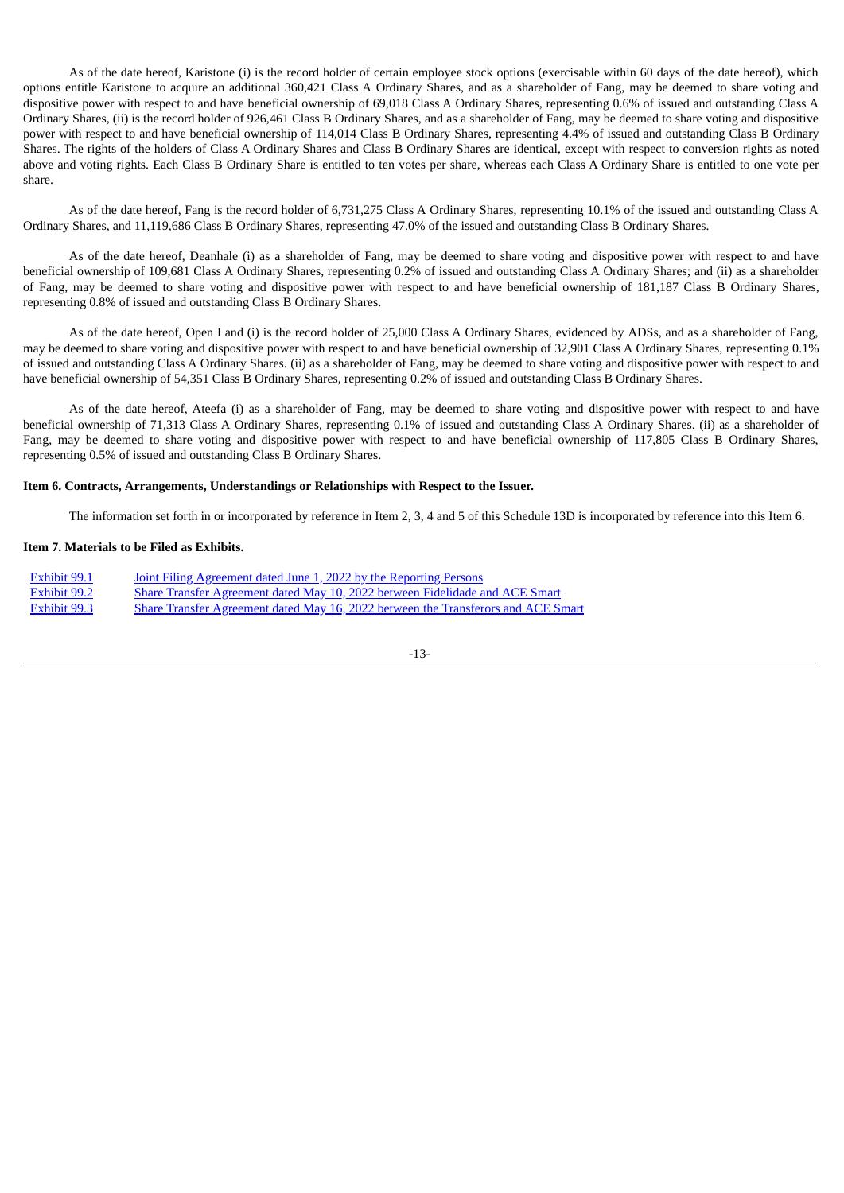As of the date hereof, Karistone (i) is the record holder of certain employee stock options (exercisable within 60 days of the date hereof), which options entitle Karistone to acquire an additional 360,421 Class A Ordinary Shares, and as a shareholder of Fang, may be deemed to share voting and dispositive power with respect to and have beneficial ownership of 69,018 Class A Ordinary Shares, representing 0.6% of issued and outstanding Class A Ordinary Shares, (ii) is the record holder of 926,461 Class B Ordinary Shares, and as a shareholder of Fang, may be deemed to share voting and dispositive power with respect to and have beneficial ownership of 114,014 Class B Ordinary Shares, representing 4.4% of issued and outstanding Class B Ordinary Shares. The rights of the holders of Class A Ordinary Shares and Class B Ordinary Shares are identical, except with respect to conversion rights as noted above and voting rights. Each Class B Ordinary Share is entitled to ten votes per share, whereas each Class A Ordinary Share is entitled to one vote per share.

As of the date hereof, Fang is the record holder of 6,731,275 Class A Ordinary Shares, representing 10.1% of the issued and outstanding Class A Ordinary Shares, and 11,119,686 Class B Ordinary Shares, representing 47.0% of the issued and outstanding Class B Ordinary Shares.

As of the date hereof, Deanhale (i) as a shareholder of Fang, may be deemed to share voting and dispositive power with respect to and have beneficial ownership of 109,681 Class A Ordinary Shares, representing 0.2% of issued and outstanding Class A Ordinary Shares; and (ii) as a shareholder of Fang, may be deemed to share voting and dispositive power with respect to and have beneficial ownership of 181,187 Class B Ordinary Shares, representing 0.8% of issued and outstanding Class B Ordinary Shares.

As of the date hereof, Open Land (i) is the record holder of 25,000 Class A Ordinary Shares, evidenced by ADSs, and as a shareholder of Fang, may be deemed to share voting and dispositive power with respect to and have beneficial ownership of 32,901 Class A Ordinary Shares, representing 0.1% of issued and outstanding Class A Ordinary Shares. (ii) as a shareholder of Fang, may be deemed to share voting and dispositive power with respect to and have beneficial ownership of 54,351 Class B Ordinary Shares, representing 0.2% of issued and outstanding Class B Ordinary Shares.

As of the date hereof, Ateefa (i) as a shareholder of Fang, may be deemed to share voting and dispositive power with respect to and have beneficial ownership of 71,313 Class A Ordinary Shares, representing 0.1% of issued and outstanding Class A Ordinary Shares. (ii) as a shareholder of Fang, may be deemed to share voting and dispositive power with respect to and have beneficial ownership of 117,805 Class B Ordinary Shares, representing 0.5% of issued and outstanding Class B Ordinary Shares.

**Item 6. Contracts, Arrangements, Understandings or Relationships with Respect to the Issuer.**

The information set forth in or incorporated by reference in Item 2, 3, 4 and 5 of this Schedule 13D is incorporated by reference into this Item 6.

**Item 7. Materials to be Filed as Exhibits.**

| | |
|---|---|
| Exhibit 99.1 | Joint Filing Agreement dated June 1, 2022 by the Reporting Persons |
| Exhibit 99.2 | Share Transfer Agreement dated May 10, 2022 between Fidelidade and ACE Smart |
| Exhibit 99.3 | Share Transfer Agreement dated May 16, 2022 between the Transferors and ACE Smart |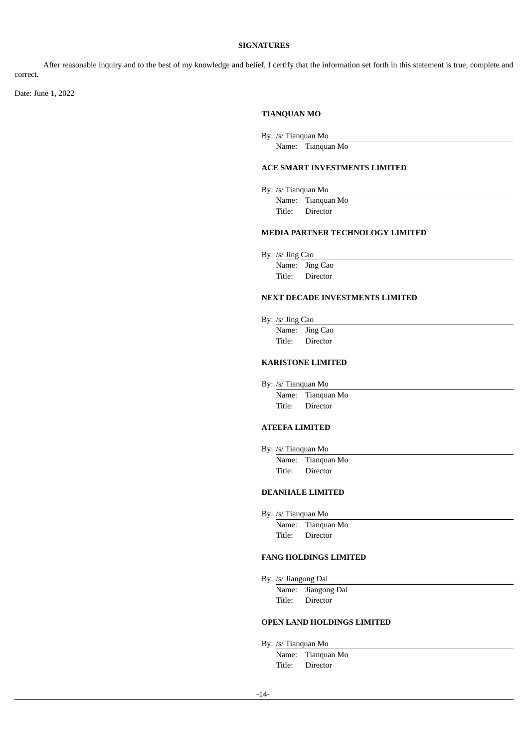**SIGNATURES**

After reasonable inquiry and to the best of my knowledge and belief, I certify that the information set forth in this statement is true, complete and correct.

Date: June 1, 2022

**TIANQUAN MO**

By: /s/ Tianquan Mo
Name: Tianquan Mo

**ACE SMART INVESTMENTS LIMITED**

By: /s/ Tianquan Mo
Name: Tianquan Mo
Title: Director

**MEDIA PARTNER TECHNOLOGY LIMITED**

By: /s/ Jing Cao
Name: Jing Cao
Title: Director

**NEXT DECADE INVESTMENTS LIMITED**

By: /s/ Jing Cao
Name: Jing Cao
Title: Director

**KARISTONE LIMITED**

By: /s/ Tianquan Mo
Name: Tianquan Mo
Title: Director

**ATEEFA LIMITED**

By: /s/ Tianquan Mo
Name: Tianquan Mo
Title: Director

**DEANHALE LIMITED**

By: /s/ Tianquan Mo
Name: Tianquan Mo
Title: Director

**FANG HOLDINGS LIMITED**

By: /s/ Jiangong Dai
Name: Jiangong Dai
Title: Director

**OPEN LAND HOLDINGS LIMITED**

By: /s/ Tianquan Mo
Name: Tianquan Mo
Title: Director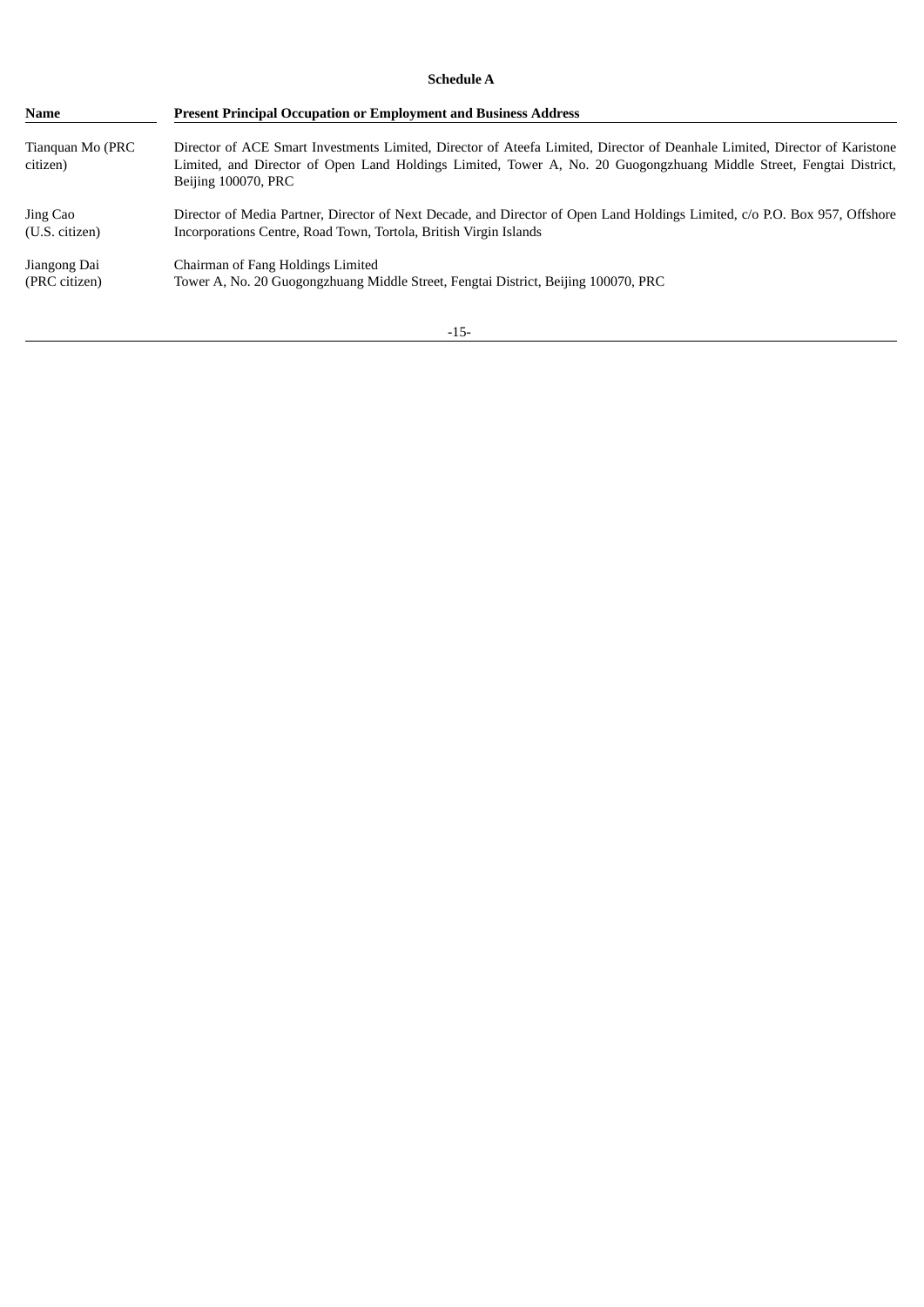**Schedule A**

| Name | Present Principal Occupation or Employment and Business Address |
| --- | --- |
| Tianquan Mo (PRC citizen) | Director of ACE Smart Investments Limited, Director of Ateefa Limited, Director of Deanhale Limited, Director of Karistone Limited, and Director of Open Land Holdings Limited, Tower A, No. 20 Guogongzhuang Middle Street, Fengtai District, Beijing 100070, PRC |
| Jing Cao (U.S. citizen) | Director of Media Partner, Director of Next Decade, and Director of Open Land Holdings Limited, c/o P.O. Box 957, Offshore Incorporations Centre, Road Town, Tortola, British Virgin Islands |
| Jiangong Dai (PRC citizen) | Chairman of Fang Holdings Limited Tower A, No. 20 Guogongzhuang Middle Street, Fengtai District, Beijing 100070, PRC |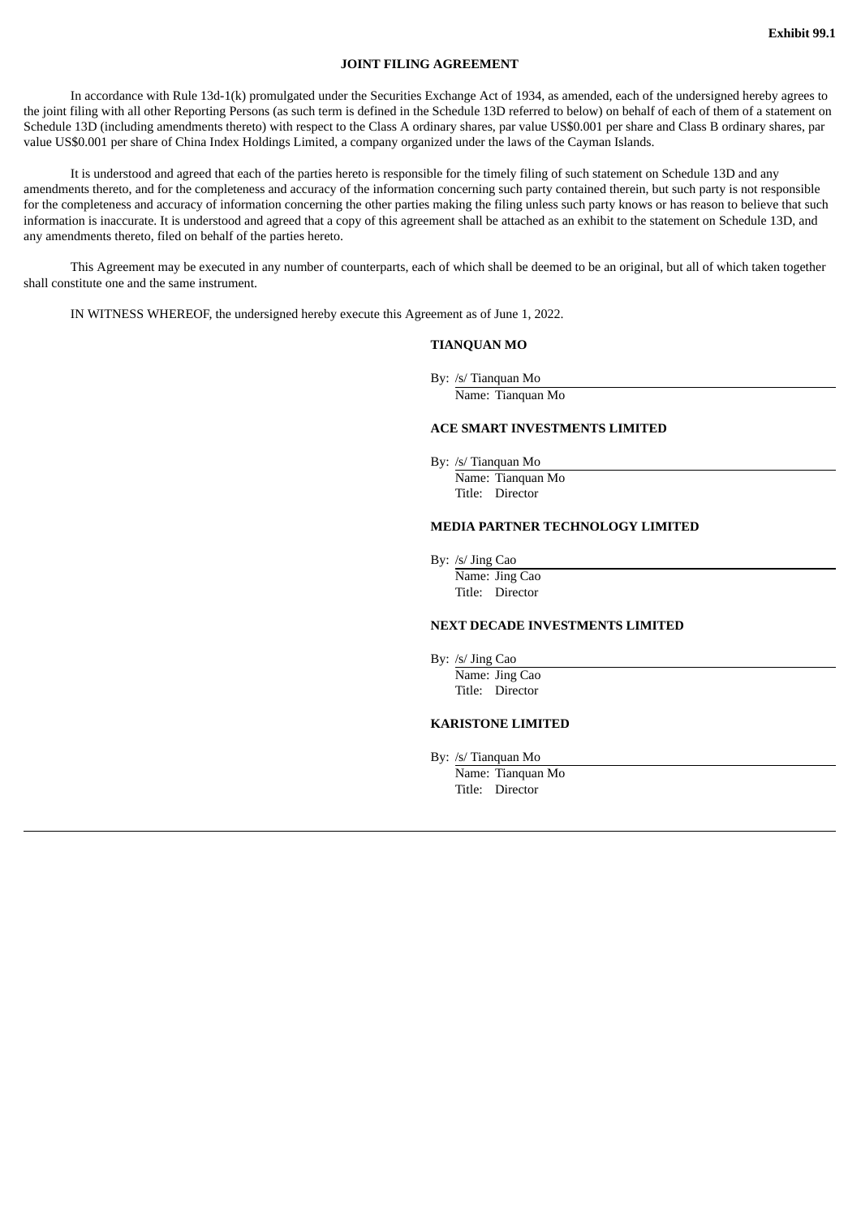**Exhibit 99.1**

**JOINT FILING AGREEMENT**

In accordance with Rule 13d-1(k) promulgated under the Securities Exchange Act of 1934, as amended, each of the undersigned hereby agrees to the joint filing with all other Reporting Persons (as such term is defined in the Schedule 13D referred to below) on behalf of each of them of a statement on Schedule 13D (including amendments thereto) with respect to the Class A ordinary shares, par value US$0.001 per share and Class B ordinary shares, par value US$0.001 per share of China Index Holdings Limited, a company organized under the laws of the Cayman Islands.

It is understood and agreed that each of the parties hereto is responsible for the timely filing of such statement on Schedule 13D and any amendments thereto, and for the completeness and accuracy of the information concerning such party contained therein, but such party is not responsible for the completeness and accuracy of information concerning the other parties making the filing unless such party knows or has reason to believe that such information is inaccurate. It is understood and agreed that a copy of this agreement shall be attached as an exhibit to the statement on Schedule 13D, and any amendments thereto, filed on behalf of the parties hereto.

This Agreement may be executed in any number of counterparts, each of which shall be deemed to be an original, but all of which taken together shall constitute one and the same instrument.

IN WITNESS WHEREOF, the undersigned hereby execute this Agreement as of June 1, 2022.

**TIANQUAN MO**

By: /s/ Tianquan Mo
Name: Tianquan Mo

**ACE SMART INVESTMENTS LIMITED**

By: /s/ Tianquan Mo
Name: Tianquan Mo
Title: Director

**MEDIA PARTNER TECHNOLOGY LIMITED**

By: /s/ Jing Cao
Name: Jing Cao
Title: Director

**NEXT DECADE INVESTMENTS LIMITED**

By: /s/ Jing Cao
Name: Jing Cao
Title: Director

**KARISTONE LIMITED**

By: /s/ Tianquan Mo
Name: Tianquan Mo
Title: Director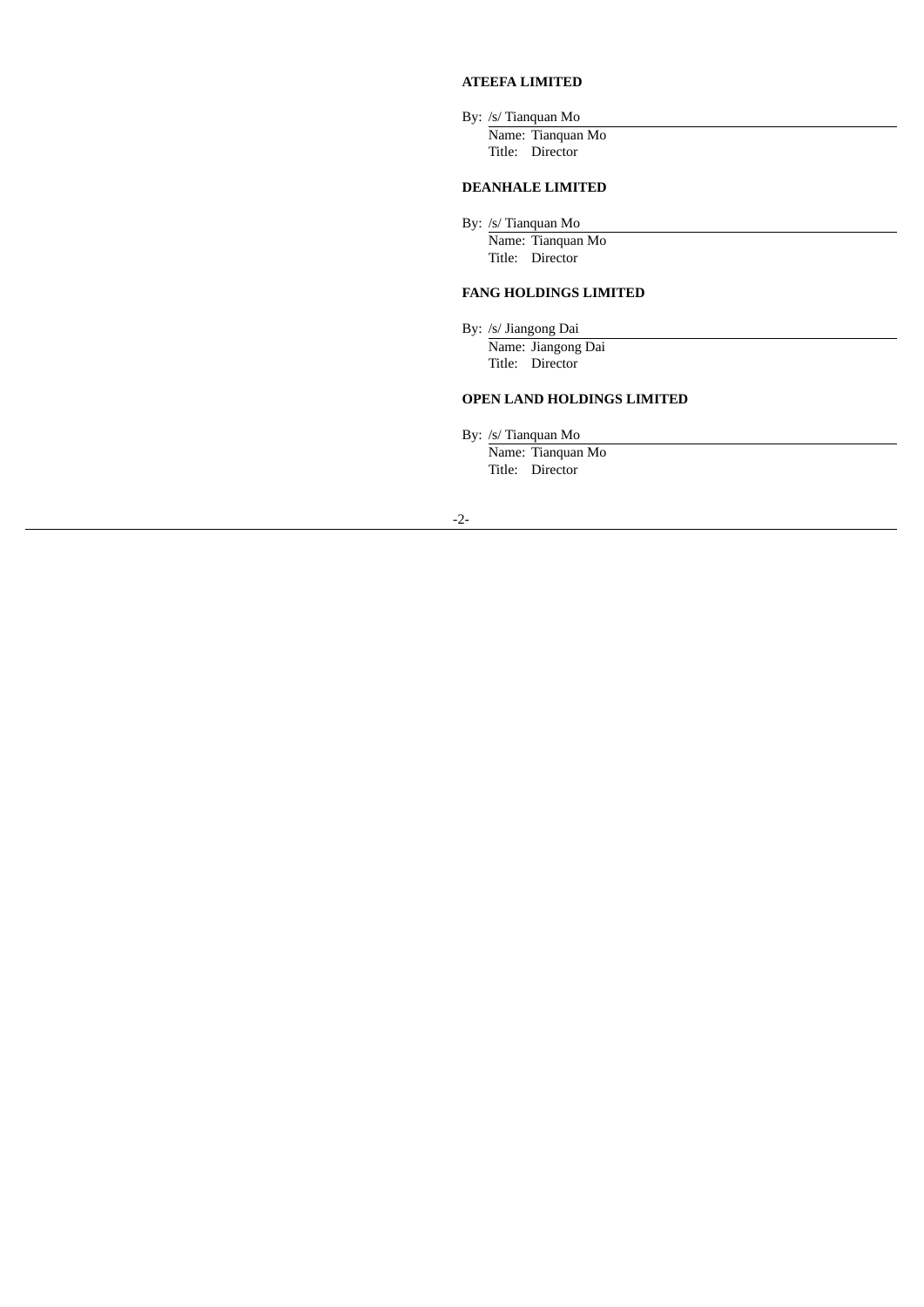**ATEEFA LIMITED**

By: /s/ Tianquan Mo
Name: Tianquan Mo
Title: Director

**DEANHALE LIMITED**

By: /s/ Tianquan Mo
Name: Tianquan Mo
Title: Director

**FANG HOLDINGS LIMITED**

By: /s/ Jiangong Dai
Name: Jiangong Dai
Title: Director

**OPEN LAND HOLDINGS LIMITED**

By: /s/ Tianquan Mo
Name: Tianquan Mo
Title: Director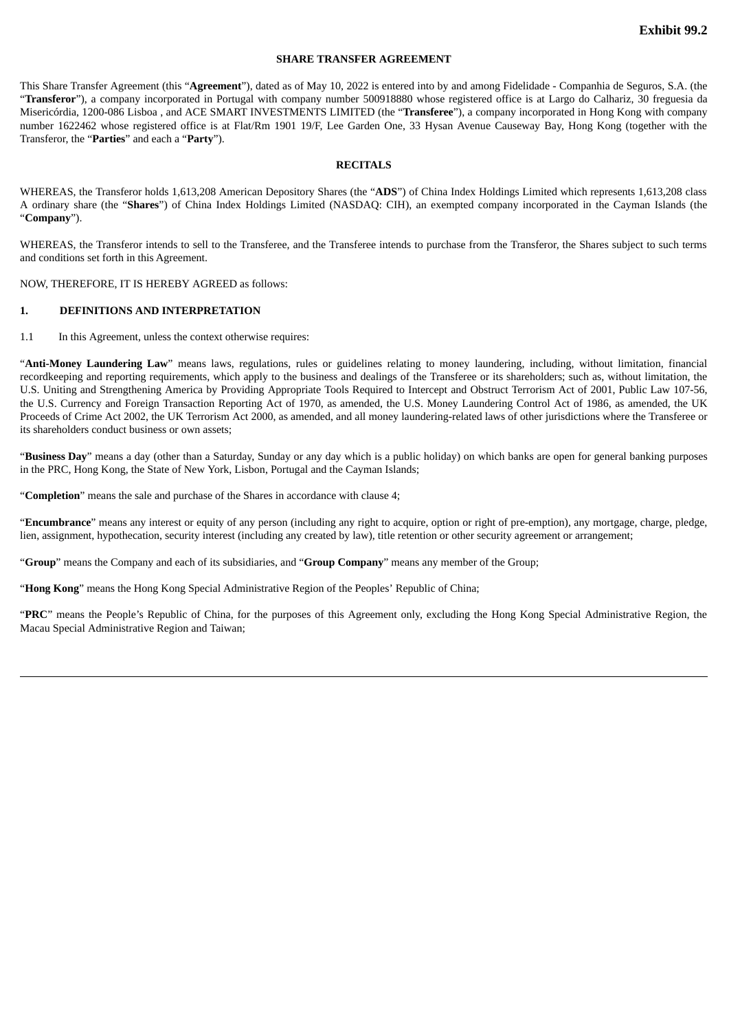**Exhibit 99.2**

**SHARE TRANSFER AGREEMENT**

This Share Transfer Agreement (this "**Agreement**"), dated as of May 10, 2022 is entered into by and among Fidelidade - Companhia de Seguros, S.A. (the "**Transferor**"), a company incorporated in Portugal with company number 500918880 whose registered office is at Largo do Calhariz, 30 freguesia da Misericórdia, 1200-086 Lisboa , and ACE SMART INVESTMENTS LIMITED (the "**Transferee**"), a company incorporated in Hong Kong with company number 1622462 whose registered office is at Flat/Rm 1901 19/F, Lee Garden One, 33 Hysan Avenue Causeway Bay, Hong Kong (together with the Transferor, the "**Parties**" and each a "**Party**").

**RECITALS**

WHEREAS, the Transferor holds 1,613,208 American Depository Shares (the "**ADS**") of China Index Holdings Limited which represents 1,613,208 class A ordinary share (the "**Shares**") of China Index Holdings Limited (NASDAQ: CIH), an exempted company incorporated in the Cayman Islands (the "**Company**").

WHEREAS, the Transferor intends to sell to the Transferee, and the Transferee intends to purchase from the Transferor, the Shares subject to such terms and conditions set forth in this Agreement.

NOW, THEREFORE, IT IS HEREBY AGREED as follows:

**1. DEFINITIONS AND INTERPRETATION**

1.1 In this Agreement, unless the context otherwise requires:

"**Anti-Money Laundering Law**" means laws, regulations, rules or guidelines relating to money laundering, including, without limitation, financial recordkeeping and reporting requirements, which apply to the business and dealings of the Transferee or its shareholders; such as, without limitation, the U.S. Uniting and Strengthening America by Providing Appropriate Tools Required to Intercept and Obstruct Terrorism Act of 2001, Public Law 107-56, the U.S. Currency and Foreign Transaction Reporting Act of 1970, as amended, the U.S. Money Laundering Control Act of 1986, as amended, the UK Proceeds of Crime Act 2002, the UK Terrorism Act 2000, as amended, and all money laundering-related laws of other jurisdictions where the Transferee or its shareholders conduct business or own assets;

"**Business Day**" means a day (other than a Saturday, Sunday or any day which is a public holiday) on which banks are open for general banking purposes in the PRC, Hong Kong, the State of New York, Lisbon, Portugal and the Cayman Islands;

"**Completion**" means the sale and purchase of the Shares in accordance with clause 4;

"**Encumbrance**" means any interest or equity of any person (including any right to acquire, option or right of pre-emption), any mortgage, charge, pledge, lien, assignment, hypothecation, security interest (including any created by law), title retention or other security agreement or arrangement;

"**Group**" means the Company and each of its subsidiaries, and "**Group Company**" means any member of the Group;

"**Hong Kong**" means the Hong Kong Special Administrative Region of the Peoples' Republic of China;

"**PRC**" means the People's Republic of China, for the purposes of this Agreement only, excluding the Hong Kong Special Administrative Region, the Macau Special Administrative Region and Taiwan;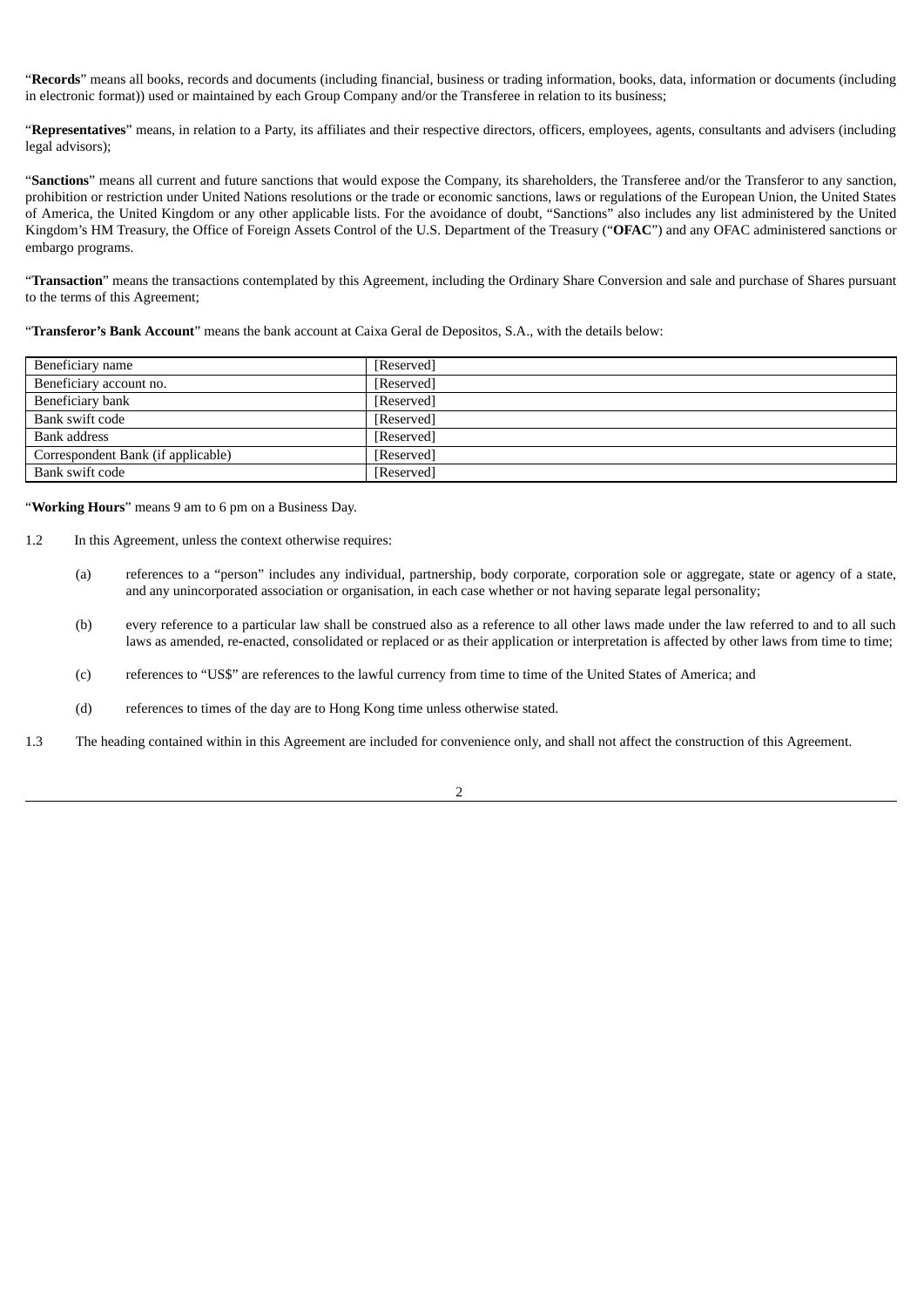"**Records**" means all books, records and documents (including financial, business or trading information, books, data, information or documents (including in electronic format)) used or maintained by each Group Company and/or the Transferee in relation to its business;

"**Representatives**" means, in relation to a Party, its affiliates and their respective directors, officers, employees, agents, consultants and advisers (including legal advisors);

"**Sanctions**" means all current and future sanctions that would expose the Company, its shareholders, the Transferee and/or the Transferor to any sanction, prohibition or restriction under United Nations resolutions or the trade or economic sanctions, laws or regulations of the European Union, the United States of America, the United Kingdom or any other applicable lists. For the avoidance of doubt, "Sanctions" also includes any list administered by the United Kingdom's HM Treasury, the Office of Foreign Assets Control of the U.S. Department of the Treasury ("**OFAC**") and any OFAC administered sanctions or embargo programs.

"**Transaction**" means the transactions contemplated by this Agreement, including the Ordinary Share Conversion and sale and purchase of Shares pursuant to the terms of this Agreement;

"**Transferor's Bank Account**" means the bank account at Caixa Geral de Depositos, S.A., with the details below:

| | |
|---|---|
| Beneficiary name | [Reserved] |
| Beneficiary account no. | [Reserved] |
| Beneficiary bank | [Reserved] |
| Bank swift code | [Reserved] |
| Bank address | [Reserved] |
| Correspondent Bank (if applicable) | [Reserved] |
| Bank swift code | [Reserved] |

"**Working Hours**" means 9 am to 6 pm on a Business Day.

1.2 In this Agreement, unless the context otherwise requires:

(a) references to a "person" includes any individual, partnership, body corporate, corporation sole or aggregate, state or agency of a state, and any unincorporated association or organisation, in each case whether or not having separate legal personality;

(b) every reference to a particular law shall be construed also as a reference to all other laws made under the law referred to and to all such laws as amended, re-enacted, consolidated or replaced or as their application or interpretation is affected by other laws from time to time;

(c) references to "US$" are references to the lawful currency from time to time of the United States of America; and

(d) references to times of the day are to Hong Kong time unless otherwise stated.

1.3 The heading contained within in this Agreement are included for convenience only, and shall not affect the construction of this Agreement.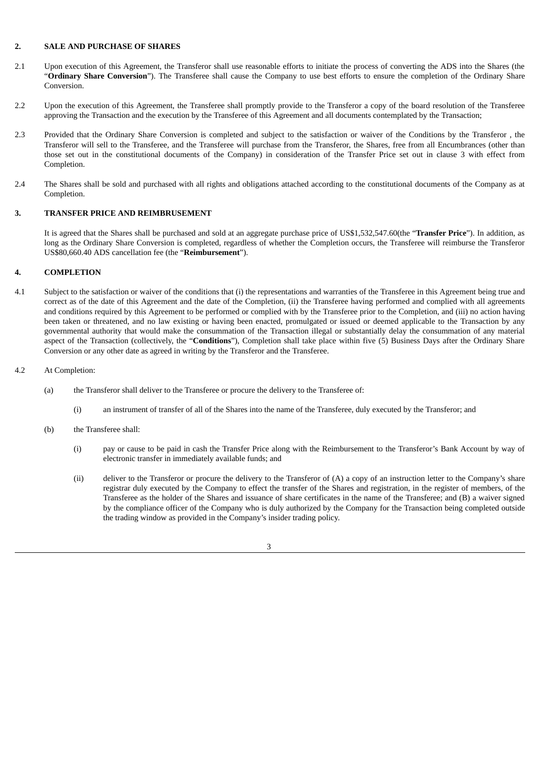## 2. SALE AND PURCHASE OF SHARES

2.1 Upon execution of this Agreement, the Transferor shall use reasonable efforts to initiate the process of converting the ADS into the Shares (the "**Ordinary Share Conversion**"). The Transferee shall cause the Company to use best efforts to ensure the completion of the Ordinary Share Conversion.

2.2 Upon the execution of this Agreement, the Transferee shall promptly provide to the Transferor a copy of the board resolution of the Transferee approving the Transaction and the execution by the Transferee of this Agreement and all documents contemplated by the Transaction;

2.3 Provided that the Ordinary Share Conversion is completed and subject to the satisfaction or waiver of the Conditions by the Transferor , the Transferor will sell to the Transferee, and the Transferee will purchase from the Transferor, the Shares, free from all Encumbrances (other than those set out in the constitutional documents of the Company) in consideration of the Transfer Price set out in clause 3 with effect from Completion.

2.4 The Shares shall be sold and purchased with all rights and obligations attached according to the constitutional documents of the Company as at Completion.

## 3. TRANSFER PRICE AND REIMBRUSEMENT

It is agreed that the Shares shall be purchased and sold at an aggregate purchase price of US$1,532,547.60(the "**Transfer Price**"). In addition, as long as the Ordinary Share Conversion is completed, regardless of whether the Completion occurs, the Transferee will reimburse the Transferor US$80,660.40 ADS cancellation fee (the "**Reimbursement**").

## 4. COMPLETION

4.1 Subject to the satisfaction or waiver of the conditions that (i) the representations and warranties of the Transferee in this Agreement being true and correct as of the date of this Agreement and the date of the Completion, (ii) the Transferee having performed and complied with all agreements and conditions required by this Agreement to be performed or complied with by the Transferee prior to the Completion, and (iii) no action having been taken or threatened, and no law existing or having been enacted, promulgated or issued or deemed applicable to the Transaction by any governmental authority that would make the consummation of the Transaction illegal or substantially delay the consummation of any material aspect of the Transaction (collectively, the "**Conditions**"), Completion shall take place within five (5) Business Days after the Ordinary Share Conversion or any other date as agreed in writing by the Transferor and the Transferee.

4.2 At Completion:

(a) the Transferor shall deliver to the Transferee or procure the delivery to the Transferee of:

(i) an instrument of transfer of all of the Shares into the name of the Transferee, duly executed by the Transferor; and

(b) the Transferee shall:

(i) pay or cause to be paid in cash the Transfer Price along with the Reimbursement to the Transferor's Bank Account by way of electronic transfer in immediately available funds; and

(ii) deliver to the Transferor or procure the delivery to the Transferor of (A) a copy of an instruction letter to the Company's share registrar duly executed by the Company to effect the transfer of the Shares and registration, in the register of members, of the Transferee as the holder of the Shares and issuance of share certificates in the name of the Transferee; and (B) a waiver signed by the compliance officer of the Company who is duly authorized by the Company for the Transaction being completed outside the trading window as provided in the Company's insider trading policy.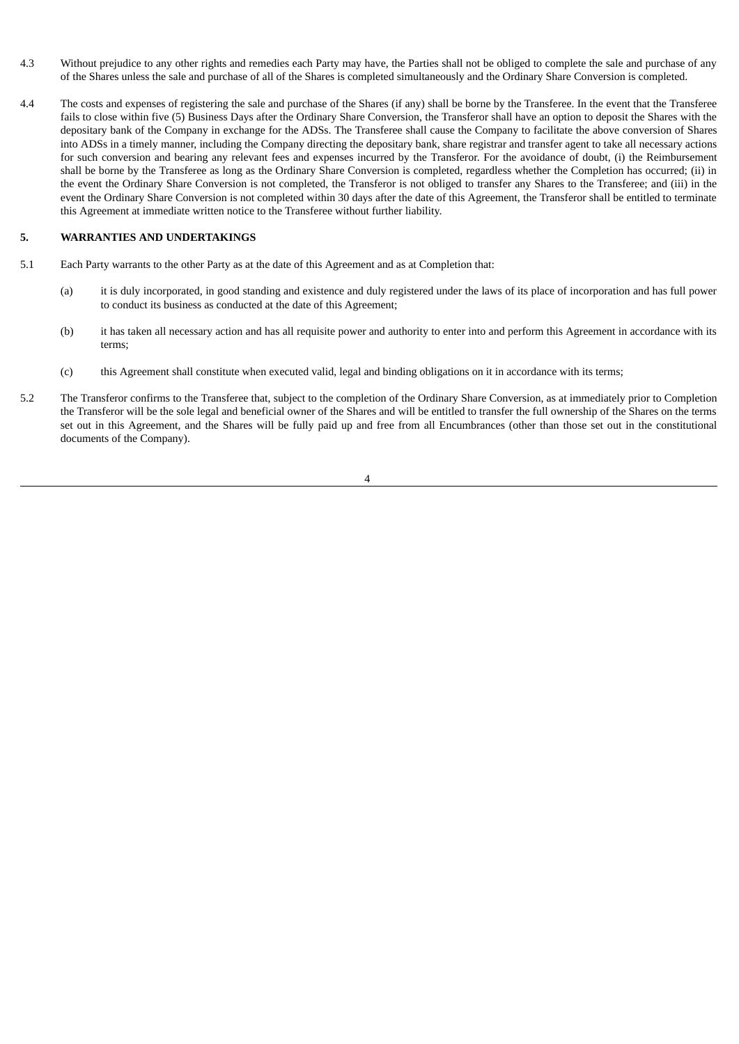4.3 Without prejudice to any other rights and remedies each Party may have, the Parties shall not be obliged to complete the sale and purchase of any of the Shares unless the sale and purchase of all of the Shares is completed simultaneously and the Ordinary Share Conversion is completed.

4.4 The costs and expenses of registering the sale and purchase of the Shares (if any) shall be borne by the Transferee. In the event that the Transferee fails to close within five (5) Business Days after the Ordinary Share Conversion, the Transferor shall have an option to deposit the Shares with the depositary bank of the Company in exchange for the ADSs. The Transferee shall cause the Company to facilitate the above conversion of Shares into ADSs in a timely manner, including the Company directing the depositary bank, share registrar and transfer agent to take all necessary actions for such conversion and bearing any relevant fees and expenses incurred by the Transferor. For the avoidance of doubt, (i) the Reimbursement shall be borne by the Transferee as long as the Ordinary Share Conversion is completed, regardless whether the Completion has occurred; (ii) in the event the Ordinary Share Conversion is not completed, the Transferor is not obliged to transfer any Shares to the Transferee; and (iii) in the event the Ordinary Share Conversion is not completed within 30 days after the date of this Agreement, the Transferor shall be entitled to terminate this Agreement at immediate written notice to the Transferee without further liability.

## 5. WARRANTIES AND UNDERTAKINGS

5.1 Each Party warrants to the other Party as at the date of this Agreement and as at Completion that:

(a) it is duly incorporated, in good standing and existence and duly registered under the laws of its place of incorporation and has full power to conduct its business as conducted at the date of this Agreement;

(b) it has taken all necessary action and has all requisite power and authority to enter into and perform this Agreement in accordance with its terms;

(c) this Agreement shall constitute when executed valid, legal and binding obligations on it in accordance with its terms;

5.2 The Transferor confirms to the Transferee that, subject to the completion of the Ordinary Share Conversion, as at immediately prior to Completion the Transferor will be the sole legal and beneficial owner of the Shares and will be entitled to transfer the full ownership of the Shares on the terms set out in this Agreement, and the Shares will be fully paid up and free from all Encumbrances (other than those set out in the constitutional documents of the Company).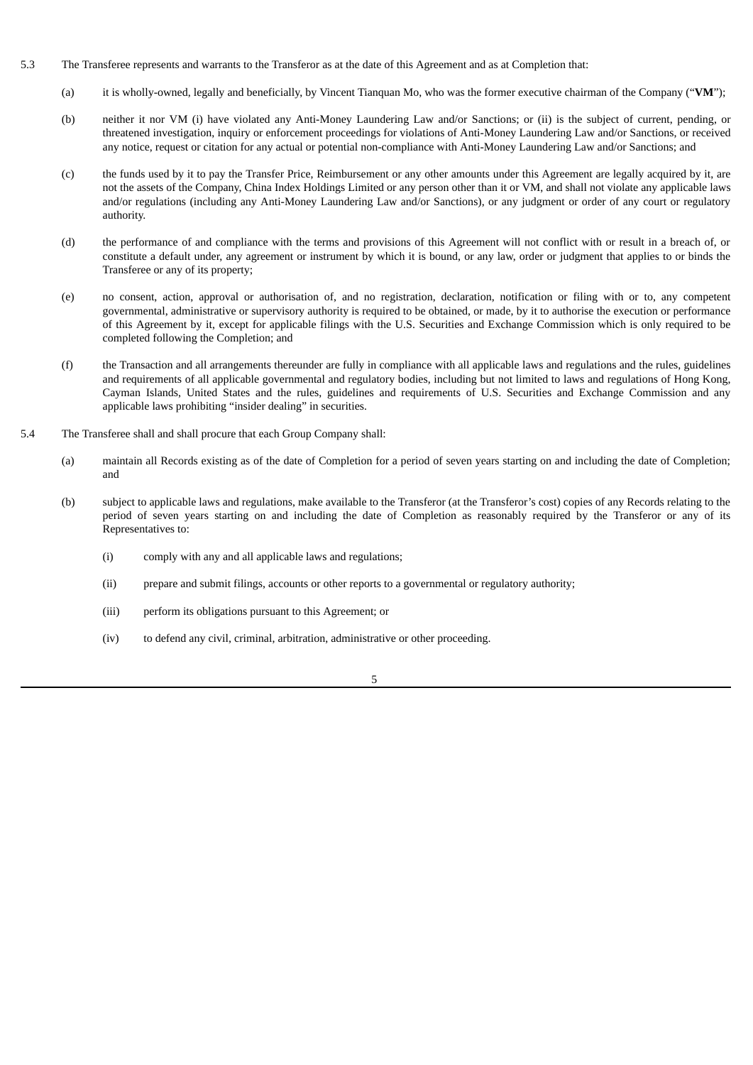5.3 The Transferee represents and warrants to the Transferor as at the date of this Agreement and as at Completion that:

(a) it is wholly-owned, legally and beneficially, by Vincent Tianquan Mo, who was the former executive chairman of the Company ("**VM**");

(b) neither it nor VM (i) have violated any Anti-Money Laundering Law and/or Sanctions; or (ii) is the subject of current, pending, or threatened investigation, inquiry or enforcement proceedings for violations of Anti-Money Laundering Law and/or Sanctions, or received any notice, request or citation for any actual or potential non-compliance with Anti-Money Laundering Law and/or Sanctions; and

(c) the funds used by it to pay the Transfer Price, Reimbursement or any other amounts under this Agreement are legally acquired by it, are not the assets of the Company, China Index Holdings Limited or any person other than it or VM, and shall not violate any applicable laws and/or regulations (including any Anti-Money Laundering Law and/or Sanctions), or any judgment or order of any court or regulatory authority.

(d) the performance of and compliance with the terms and provisions of this Agreement will not conflict with or result in a breach of, or constitute a default under, any agreement or instrument by which it is bound, or any law, order or judgment that applies to or binds the Transferee or any of its property;

(e) no consent, action, approval or authorisation of, and no registration, declaration, notification or filing with or to, any competent governmental, administrative or supervisory authority is required to be obtained, or made, by it to authorise the execution or performance of this Agreement by it, except for applicable filings with the U.S. Securities and Exchange Commission which is only required to be completed following the Completion; and

(f) the Transaction and all arrangements thereunder are fully in compliance with all applicable laws and regulations and the rules, guidelines and requirements of all applicable governmental and regulatory bodies, including but not limited to laws and regulations of Hong Kong, Cayman Islands, United States and the rules, guidelines and requirements of U.S. Securities and Exchange Commission and any applicable laws prohibiting "insider dealing" in securities.

5.4 The Transferee shall and shall procure that each Group Company shall:

(a) maintain all Records existing as of the date of Completion for a period of seven years starting on and including the date of Completion; and

(b) subject to applicable laws and regulations, make available to the Transferor (at the Transferor's cost) copies of any Records relating to the period of seven years starting on and including the date of Completion as reasonably required by the Transferor or any of its Representatives to:

(i) comply with any and all applicable laws and regulations;

(ii) prepare and submit filings, accounts or other reports to a governmental or regulatory authority;

(iii) perform its obligations pursuant to this Agreement; or

(iv) to defend any civil, criminal, arbitration, administrative or other proceeding.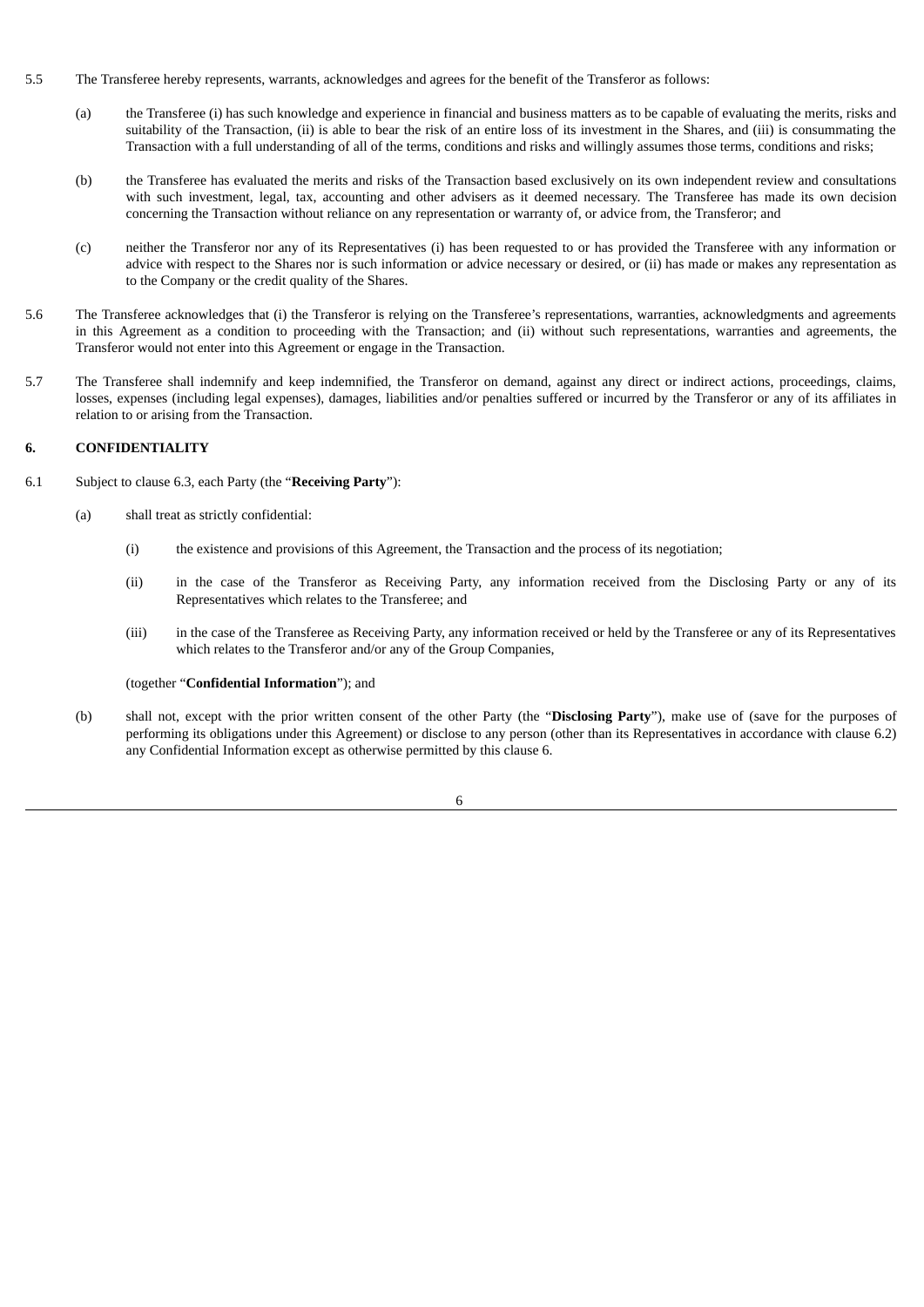5.5 The Transferee hereby represents, warrants, acknowledges and agrees for the benefit of the Transferor as follows:

(a) the Transferee (i) has such knowledge and experience in financial and business matters as to be capable of evaluating the merits, risks and suitability of the Transaction, (ii) is able to bear the risk of an entire loss of its investment in the Shares, and (iii) is consummating the Transaction with a full understanding of all of the terms, conditions and risks and willingly assumes those terms, conditions and risks;

(b) the Transferee has evaluated the merits and risks of the Transaction based exclusively on its own independent review and consultations with such investment, legal, tax, accounting and other advisers as it deemed necessary. The Transferee has made its own decision concerning the Transaction without reliance on any representation or warranty of, or advice from, the Transferor; and

(c) neither the Transferor nor any of its Representatives (i) has been requested to or has provided the Transferee with any information or advice with respect to the Shares nor is such information or advice necessary or desired, or (ii) has made or makes any representation as to the Company or the credit quality of the Shares.

5.6 The Transferee acknowledges that (i) the Transferor is relying on the Transferee's representations, warranties, acknowledgments and agreements in this Agreement as a condition to proceeding with the Transaction; and (ii) without such representations, warranties and agreements, the Transferor would not enter into this Agreement or engage in the Transaction.

5.7 The Transferee shall indemnify and keep indemnified, the Transferor on demand, against any direct or indirect actions, proceedings, claims, losses, expenses (including legal expenses), damages, liabilities and/or penalties suffered or incurred by the Transferor or any of its affiliates in relation to or arising from the Transaction.

## 6. CONFIDENTIALITY

6.1 Subject to clause 6.3, each Party (the "**Receiving Party**"):

(a) shall treat as strictly confidential:

(i) the existence and provisions of this Agreement, the Transaction and the process of its negotiation;

(ii) in the case of the Transferor as Receiving Party, any information received from the Disclosing Party or any of its Representatives which relates to the Transferee; and

(iii) in the case of the Transferee as Receiving Party, any information received or held by the Transferee or any of its Representatives which relates to the Transferor and/or any of the Group Companies,

(together "**Confidential Information**"); and

(b) shall not, except with the prior written consent of the other Party (the "**Disclosing Party**"), make use of (save for the purposes of performing its obligations under this Agreement) or disclose to any person (other than its Representatives in accordance with clause 6.2) any Confidential Information except as otherwise permitted by this clause 6.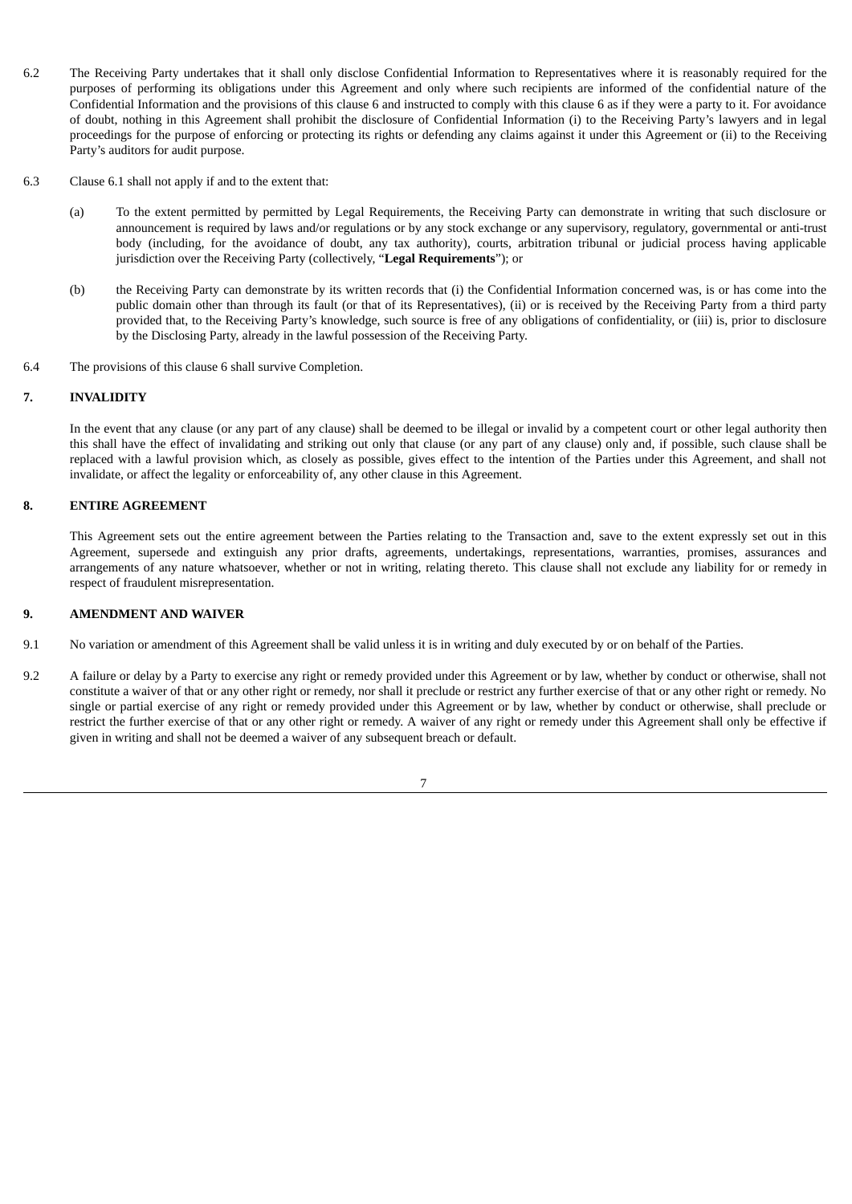6.2 The Receiving Party undertakes that it shall only disclose Confidential Information to Representatives where it is reasonably required for the purposes of performing its obligations under this Agreement and only where such recipients are informed of the confidential nature of the Confidential Information and the provisions of this clause 6 and instructed to comply with this clause 6 as if they were a party to it. For avoidance of doubt, nothing in this Agreement shall prohibit the disclosure of Confidential Information (i) to the Receiving Party's lawyers and in legal proceedings for the purpose of enforcing or protecting its rights or defending any claims against it under this Agreement or (ii) to the Receiving Party's auditors for audit purpose.

6.3 Clause 6.1 shall not apply if and to the extent that:

(a) To the extent permitted by permitted by Legal Requirements, the Receiving Party can demonstrate in writing that such disclosure or announcement is required by laws and/or regulations or by any stock exchange or any supervisory, regulatory, governmental or anti-trust body (including, for the avoidance of doubt, any tax authority), courts, arbitration tribunal or judicial process having applicable jurisdiction over the Receiving Party (collectively, "**Legal Requirements**"); or

(b) the Receiving Party can demonstrate by its written records that (i) the Confidential Information concerned was, is or has come into the public domain other than through its fault (or that of its Representatives), (ii) or is received by the Receiving Party from a third party provided that, to the Receiving Party's knowledge, such source is free of any obligations of confidentiality, or (iii) is, prior to disclosure by the Disclosing Party, already in the lawful possession of the Receiving Party.

6.4 The provisions of this clause 6 shall survive Completion.

## 7. INVALIDITY

In the event that any clause (or any part of any clause) shall be deemed to be illegal or invalid by a competent court or other legal authority then this shall have the effect of invalidating and striking out only that clause (or any part of any clause) only and, if possible, such clause shall be replaced with a lawful provision which, as closely as possible, gives effect to the intention of the Parties under this Agreement, and shall not invalidate, or affect the legality or enforceability of, any other clause in this Agreement.

## 8. ENTIRE AGREEMENT

This Agreement sets out the entire agreement between the Parties relating to the Transaction and, save to the extent expressly set out in this Agreement, supersede and extinguish any prior drafts, agreements, undertakings, representations, warranties, promises, assurances and arrangements of any nature whatsoever, whether or not in writing, relating thereto. This clause shall not exclude any liability for or remedy in respect of fraudulent misrepresentation.

## 9. AMENDMENT AND WAIVER

9.1 No variation or amendment of this Agreement shall be valid unless it is in writing and duly executed by or on behalf of the Parties.

9.2 A failure or delay by a Party to exercise any right or remedy provided under this Agreement or by law, whether by conduct or otherwise, shall not constitute a waiver of that or any other right or remedy, nor shall it preclude or restrict any further exercise of that or any other right or remedy. No single or partial exercise of any right or remedy provided under this Agreement or by law, whether by conduct or otherwise, shall preclude or restrict the further exercise of that or any other right or remedy. A waiver of any right or remedy under this Agreement shall only be effective if given in writing and shall not be deemed a waiver of any subsequent breach or default.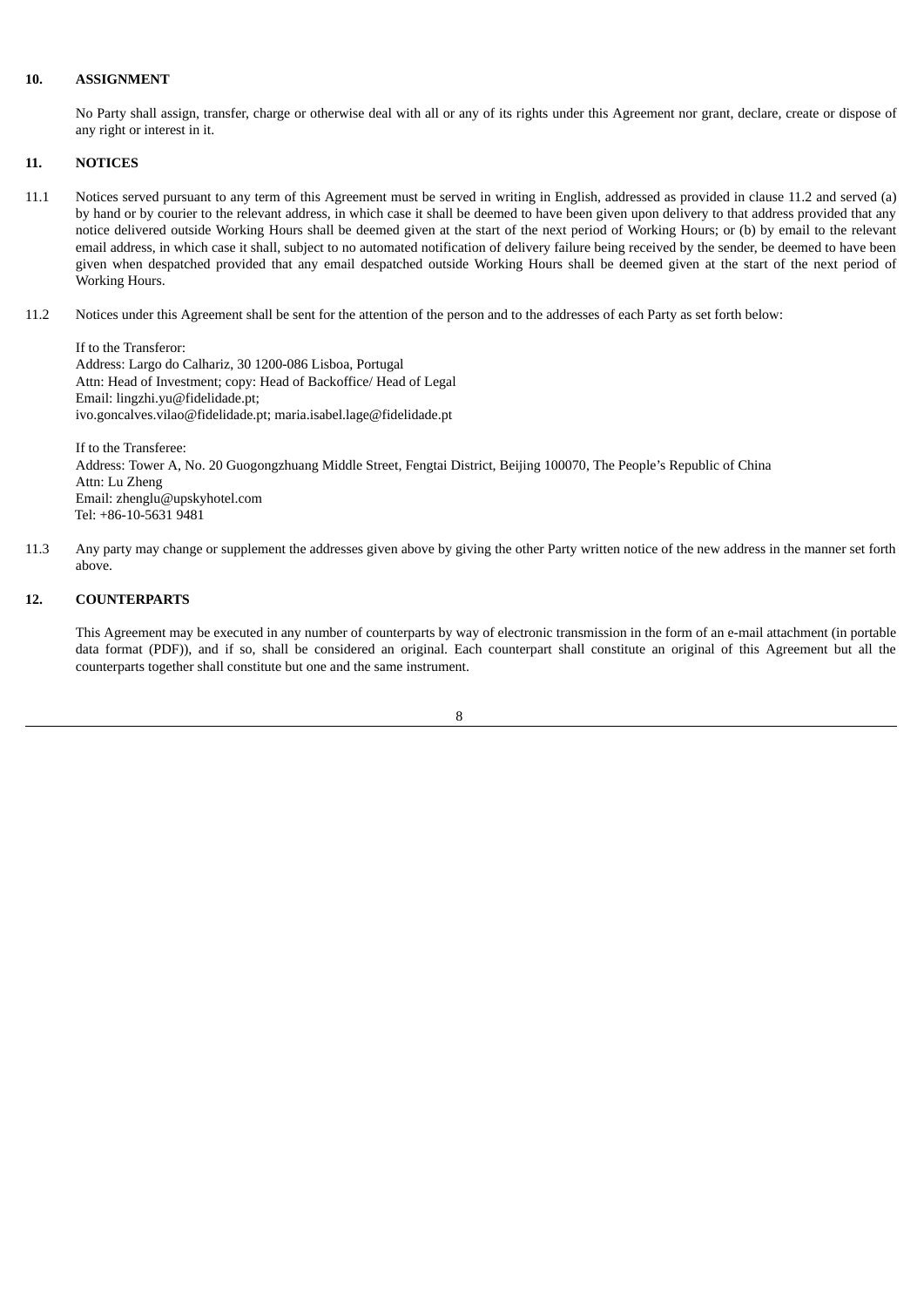## 10. ASSIGNMENT

No Party shall assign, transfer, charge or otherwise deal with all or any of its rights under this Agreement nor grant, declare, create or dispose of any right or interest in it.

## 11. NOTICES

11.1 Notices served pursuant to any term of this Agreement must be served in writing in English, addressed as provided in clause 11.2 and served (a) by hand or by courier to the relevant address, in which case it shall be deemed to have been given upon delivery to that address provided that any notice delivered outside Working Hours shall be deemed given at the start of the next period of Working Hours; or (b) by email to the relevant email address, in which case it shall, subject to no automated notification of delivery failure being received by the sender, be deemed to have been given when despatched provided that any email despatched outside Working Hours shall be deemed given at the start of the next period of Working Hours.

11.2 Notices under this Agreement shall be sent for the attention of the person and to the addresses of each Party as set forth below:

If to the Transferor:
Address: Largo do Calhariz, 30 1200-086 Lisboa, Portugal
Attn: Head of Investment; copy: Head of Backoffice/ Head of Legal
Email: lingzhi.yu@fidelidade.pt;
ivo.goncalves.vilao@fidelidade.pt; maria.isabel.lage@fidelidade.pt

If to the Transferee:
Address: Tower A, No. 20 Guogongzhuang Middle Street, Fengtai District, Beijing 100070, The People's Republic of China
Attn: Lu Zheng
Email: zhenglu@upskyhotel.com
Tel: +86-10-5631 9481

11.3 Any party may change or supplement the addresses given above by giving the other Party written notice of the new address in the manner set forth above.

## 12. COUNTERPARTS

This Agreement may be executed in any number of counterparts by way of electronic transmission in the form of an e-mail attachment (in portable data format (PDF)), and if so, shall be considered an original. Each counterpart shall constitute an original of this Agreement but all the counterparts together shall constitute but one and the same instrument.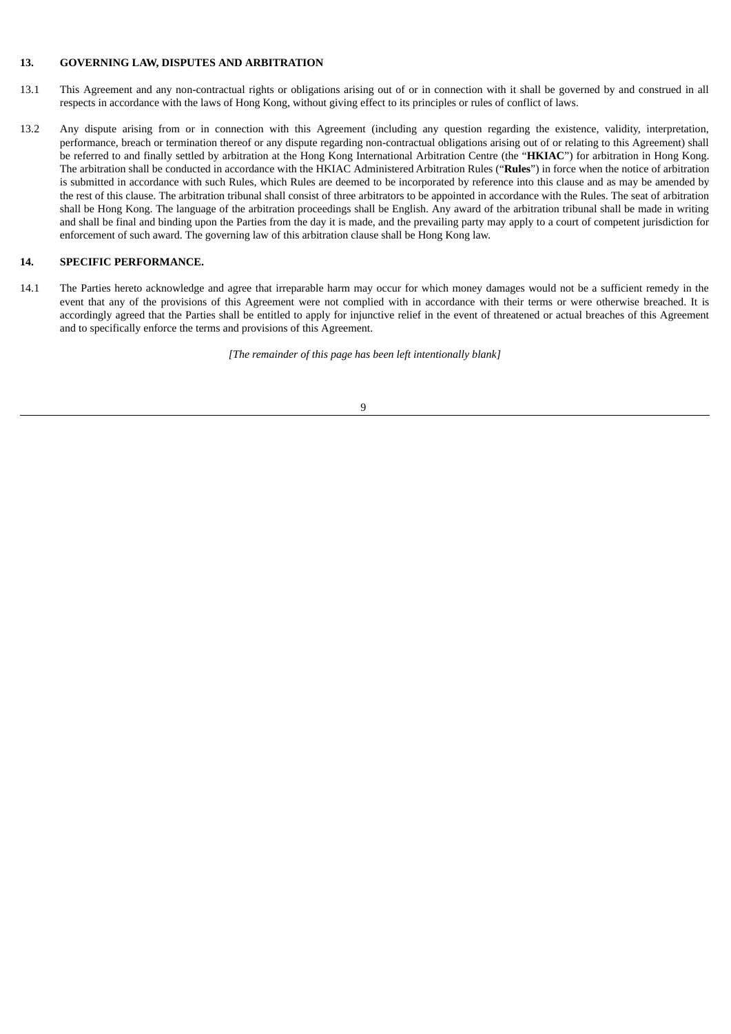## 13. GOVERNING LAW, DISPUTES AND ARBITRATION

13.1 This Agreement and any non-contractual rights or obligations arising out of or in connection with it shall be governed by and construed in all respects in accordance with the laws of Hong Kong, without giving effect to its principles or rules of conflict of laws.

13.2 Any dispute arising from or in connection with this Agreement (including any question regarding the existence, validity, interpretation, performance, breach or termination thereof or any dispute regarding non-contractual obligations arising out of or relating to this Agreement) shall be referred to and finally settled by arbitration at the Hong Kong International Arbitration Centre (the "**HKIAC**") for arbitration in Hong Kong. The arbitration shall be conducted in accordance with the HKIAC Administered Arbitration Rules ("**Rules**") in force when the notice of arbitration is submitted in accordance with such Rules, which Rules are deemed to be incorporated by reference into this clause and as may be amended by the rest of this clause. The arbitration tribunal shall consist of three arbitrators to be appointed in accordance with the Rules. The seat of arbitration shall be Hong Kong. The language of the arbitration proceedings shall be English. Any award of the arbitration tribunal shall be made in writing and shall be final and binding upon the Parties from the day it is made, and the prevailing party may apply to a court of competent jurisdiction for enforcement of such award. The governing law of this arbitration clause shall be Hong Kong law.

## 14. SPECIFIC PERFORMANCE.

14.1 The Parties hereto acknowledge and agree that irreparable harm may occur for which money damages would not be a sufficient remedy in the event that any of the provisions of this Agreement were not complied with in accordance with their terms or were otherwise breached. It is accordingly agreed that the Parties shall be entitled to apply for injunctive relief in the event of threatened or actual breaches of this Agreement and to specifically enforce the terms and provisions of this Agreement.

*[The remainder of this page has been left intentionally blank]*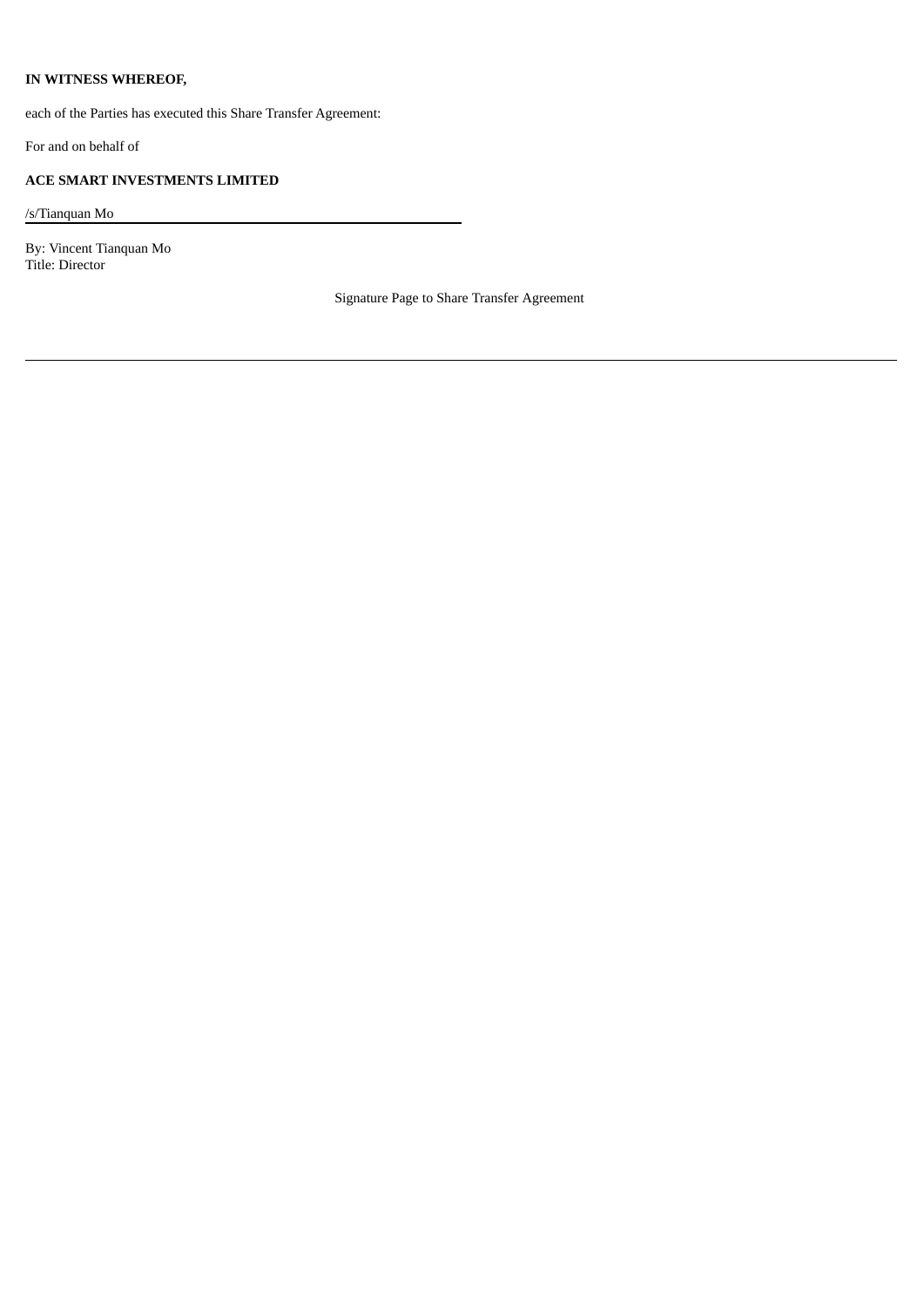**IN WITNESS WHEREOF,**

each of the Parties has executed this Share Transfer Agreement:

For and on behalf of

**ACE SMART INVESTMENTS LIMITED**

/s/Tianquan Mo

By: Vincent Tianquan Mo
Title: Director

Signature Page to Share Transfer Agreement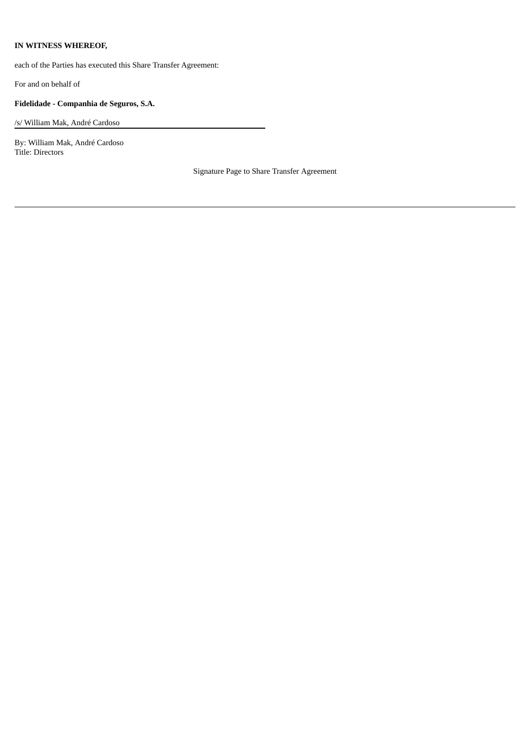**IN WITNESS WHEREOF,**

each of the Parties has executed this Share Transfer Agreement:

For and on behalf of

**Fidelidade - Companhia de Seguros, S.A.**

/s/ William Mak, André Cardoso

By: William Mak, André Cardoso
Title: Directors

Signature Page to Share Transfer Agreement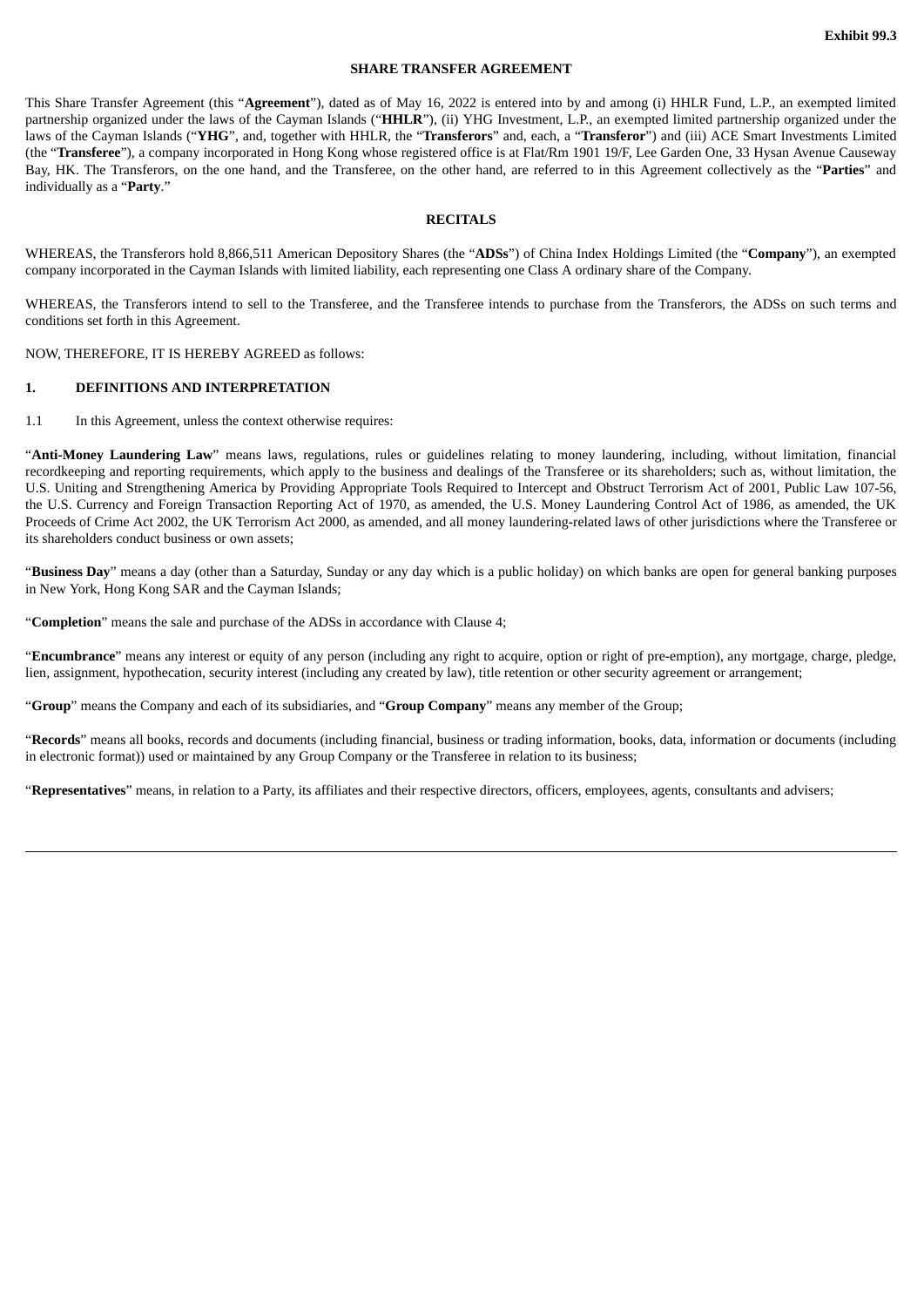**Exhibit 99.3**

**SHARE TRANSFER AGREEMENT**

This Share Transfer Agreement (this "**Agreement**"), dated as of May 16, 2022 is entered into by and among (i) HHLR Fund, L.P., an exempted limited partnership organized under the laws of the Cayman Islands ("**HHLR**"), (ii) YHG Investment, L.P., an exempted limited partnership organized under the laws of the Cayman Islands ("**YHG**", and, together with HHLR, the "**Transferors**" and, each, a "**Transferor**") and (iii) ACE Smart Investments Limited (the "**Transferee**"), a company incorporated in Hong Kong whose registered office is at Flat/Rm 1901 19/F, Lee Garden One, 33 Hysan Avenue Causeway Bay, HK. The Transferors, on the one hand, and the Transferee, on the other hand, are referred to in this Agreement collectively as the "**Parties**" and individually as a "**Party**."

**RECITALS**

WHEREAS, the Transferors hold 8,866,511 American Depository Shares (the "**ADSs**") of China Index Holdings Limited (the "**Company**"), an exempted company incorporated in the Cayman Islands with limited liability, each representing one Class A ordinary share of the Company.

WHEREAS, the Transferors intend to sell to the Transferee, and the Transferee intends to purchase from the Transferors, the ADSs on such terms and conditions set forth in this Agreement.

NOW, THEREFORE, IT IS HEREBY AGREED as follows:

## 1. DEFINITIONS AND INTERPRETATION

1.1 In this Agreement, unless the context otherwise requires:

"**Anti-Money Laundering Law**" means laws, regulations, rules or guidelines relating to money laundering, including, without limitation, financial recordkeeping and reporting requirements, which apply to the business and dealings of the Transferee or its shareholders; such as, without limitation, the U.S. Uniting and Strengthening America by Providing Appropriate Tools Required to Intercept and Obstruct Terrorism Act of 2001, Public Law 107-56, the U.S. Currency and Foreign Transaction Reporting Act of 1970, as amended, the U.S. Money Laundering Control Act of 1986, as amended, the UK Proceeds of Crime Act 2002, the UK Terrorism Act 2000, as amended, and all money laundering-related laws of other jurisdictions where the Transferee or its shareholders conduct business or own assets;

"**Business Day**" means a day (other than a Saturday, Sunday or any day which is a public holiday) on which banks are open for general banking purposes in New York, Hong Kong SAR and the Cayman Islands;

"**Completion**" means the sale and purchase of the ADSs in accordance with Clause 4;

"**Encumbrance**" means any interest or equity of any person (including any right to acquire, option or right of pre-emption), any mortgage, charge, pledge, lien, assignment, hypothecation, security interest (including any created by law), title retention or other security agreement or arrangement;

"**Group**" means the Company and each of its subsidiaries, and "**Group Company**" means any member of the Group;

"**Records**" means all books, records and documents (including financial, business or trading information, books, data, information or documents (including in electronic format)) used or maintained by any Group Company or the Transferee in relation to its business;

"**Representatives**" means, in relation to a Party, its affiliates and their respective directors, officers, employees, agents, consultants and advisers;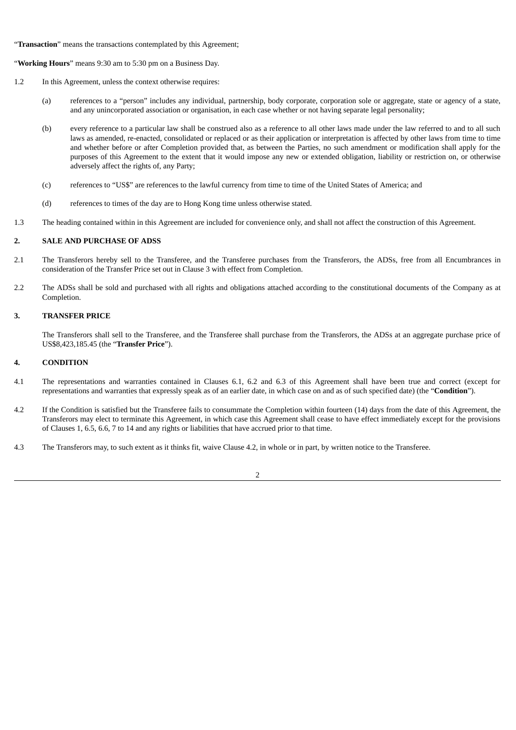"**Transaction**" means the transactions contemplated by this Agreement;

"**Working Hours**" means 9:30 am to 5:30 pm on a Business Day.

1.2 In this Agreement, unless the context otherwise requires:

(a) references to a "person" includes any individual, partnership, body corporate, corporation sole or aggregate, state or agency of a state, and any unincorporated association or organisation, in each case whether or not having separate legal personality;

(b) every reference to a particular law shall be construed also as a reference to all other laws made under the law referred to and to all such laws as amended, re-enacted, consolidated or replaced or as their application or interpretation is affected by other laws from time to time and whether before or after Completion provided that, as between the Parties, no such amendment or modification shall apply for the purposes of this Agreement to the extent that it would impose any new or extended obligation, liability or restriction on, or otherwise adversely affect the rights of, any Party;

(c) references to "US$" are references to the lawful currency from time to time of the United States of America; and

(d) references to times of the day are to Hong Kong time unless otherwise stated.

1.3 The heading contained within in this Agreement are included for convenience only, and shall not affect the construction of this Agreement.

## 2. SALE AND PURCHASE OF ADSS

2.1 The Transferors hereby sell to the Transferee, and the Transferee purchases from the Transferors, the ADSs, free from all Encumbrances in consideration of the Transfer Price set out in Clause 3 with effect from Completion.

2.2 The ADSs shall be sold and purchased with all rights and obligations attached according to the constitutional documents of the Company as at Completion.

## 3. TRANSFER PRICE

The Transferors shall sell to the Transferee, and the Transferee shall purchase from the Transferors, the ADSs at an aggregate purchase price of US$8,423,185.45 (the "**Transfer Price**").

## 4. CONDITION

4.1 The representations and warranties contained in Clauses 6.1, 6.2 and 6.3 of this Agreement shall have been true and correct (except for representations and warranties that expressly speak as of an earlier date, in which case on and as of such specified date) (the "**Condition**").

4.2 If the Condition is satisfied but the Transferee fails to consummate the Completion within fourteen (14) days from the date of this Agreement, the Transferors may elect to terminate this Agreement, in which case this Agreement shall cease to have effect immediately except for the provisions of Clauses 1, 6.5, 6.6, 7 to 14 and any rights or liabilities that have accrued prior to that time.

4.3 The Transferors may, to such extent as it thinks fit, waive Clause 4.2, in whole or in part, by written notice to the Transferee.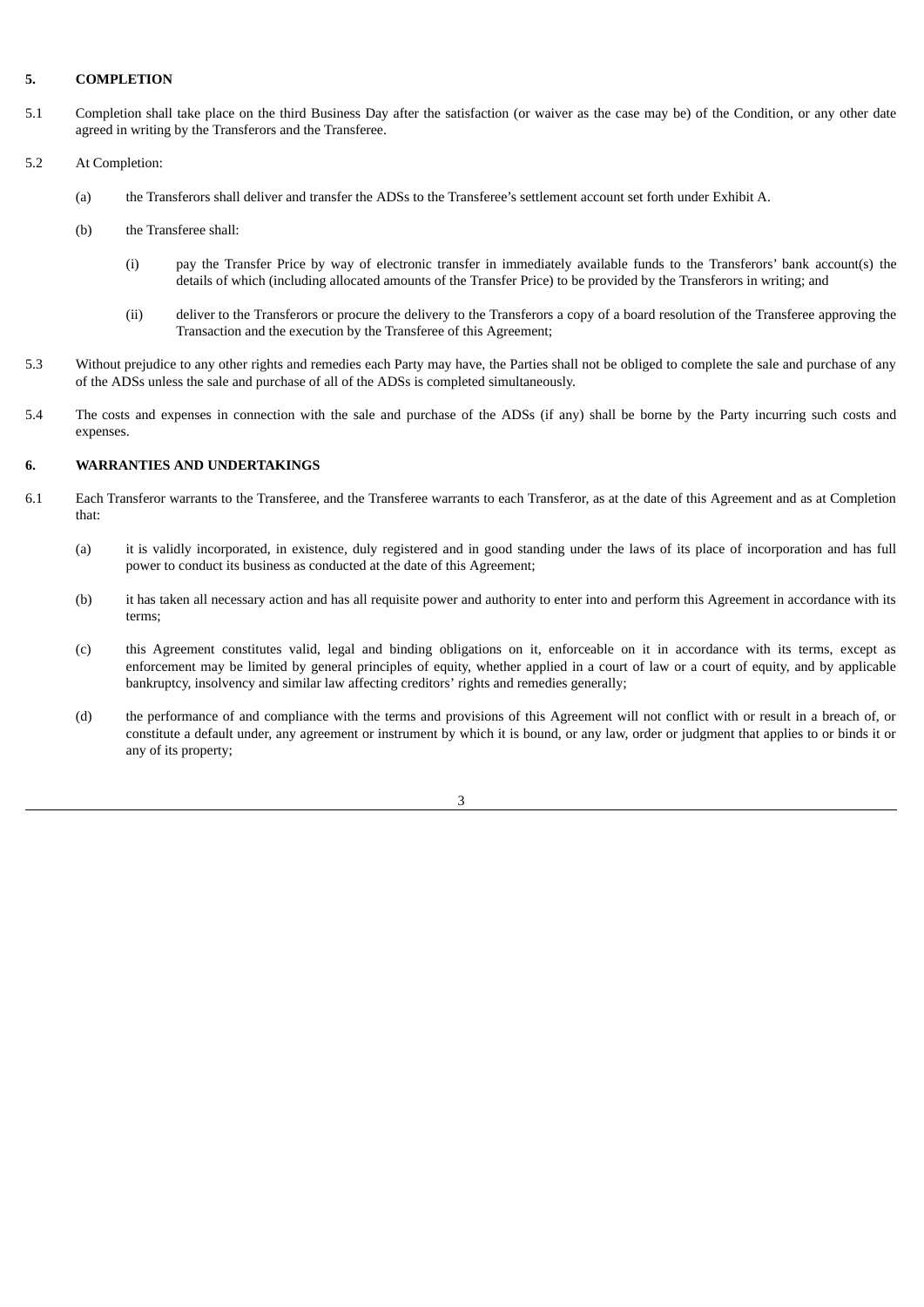## 5. COMPLETION

5.1 Completion shall take place on the third Business Day after the satisfaction (or waiver as the case may be) of the Condition, or any other date agreed in writing by the Transferors and the Transferee.

5.2 At Completion:

(a) the Transferors shall deliver and transfer the ADSs to the Transferee's settlement account set forth under Exhibit A.

(b) the Transferee shall:

(i) pay the Transfer Price by way of electronic transfer in immediately available funds to the Transferors' bank account(s) the details of which (including allocated amounts of the Transfer Price) to be provided by the Transferors in writing; and

(ii) deliver to the Transferors or procure the delivery to the Transferors a copy of a board resolution of the Transferee approving the Transaction and the execution by the Transferee of this Agreement;

5.3 Without prejudice to any other rights and remedies each Party may have, the Parties shall not be obliged to complete the sale and purchase of any of the ADSs unless the sale and purchase of all of the ADSs is completed simultaneously.

5.4 The costs and expenses in connection with the sale and purchase of the ADSs (if any) shall be borne by the Party incurring such costs and expenses.

## 6. WARRANTIES AND UNDERTAKINGS

6.1 Each Transferor warrants to the Transferee, and the Transferee warrants to each Transferor, as at the date of this Agreement and as at Completion that:

(a) it is validly incorporated, in existence, duly registered and in good standing under the laws of its place of incorporation and has full power to conduct its business as conducted at the date of this Agreement;

(b) it has taken all necessary action and has all requisite power and authority to enter into and perform this Agreement in accordance with its terms;

(c) this Agreement constitutes valid, legal and binding obligations on it, enforceable on it in accordance with its terms, except as enforcement may be limited by general principles of equity, whether applied in a court of law or a court of equity, and by applicable bankruptcy, insolvency and similar law affecting creditors' rights and remedies generally;

(d) the performance of and compliance with the terms and provisions of this Agreement will not conflict with or result in a breach of, or constitute a default under, any agreement or instrument by which it is bound, or any law, order or judgment that applies to or binds it or any of its property;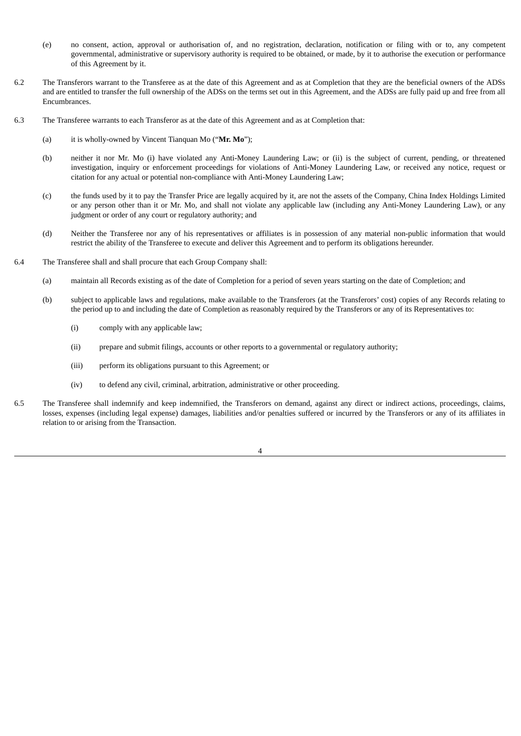(e) no consent, action, approval or authorisation of, and no registration, declaration, notification or filing with or to, any competent governmental, administrative or supervisory authority is required to be obtained, or made, by it to authorise the execution or performance of this Agreement by it.

6.2 The Transferors warrant to the Transferee as at the date of this Agreement and as at Completion that they are the beneficial owners of the ADSs and are entitled to transfer the full ownership of the ADSs on the terms set out in this Agreement, and the ADSs are fully paid up and free from all Encumbrances.

6.3 The Transferee warrants to each Transferor as at the date of this Agreement and as at Completion that:

(a) it is wholly-owned by Vincent Tianquan Mo ("**Mr. Mo**");

(b) neither it nor Mr. Mo (i) have violated any Anti-Money Laundering Law; or (ii) is the subject of current, pending, or threatened investigation, inquiry or enforcement proceedings for violations of Anti-Money Laundering Law, or received any notice, request or citation for any actual or potential non-compliance with Anti-Money Laundering Law;

(c) the funds used by it to pay the Transfer Price are legally acquired by it, are not the assets of the Company, China Index Holdings Limited or any person other than it or Mr. Mo, and shall not violate any applicable law (including any Anti-Money Laundering Law), or any judgment or order of any court or regulatory authority; and

(d) Neither the Transferee nor any of his representatives or affiliates is in possession of any material non-public information that would restrict the ability of the Transferee to execute and deliver this Agreement and to perform its obligations hereunder.

6.4 The Transferee shall and shall procure that each Group Company shall:

(a) maintain all Records existing as of the date of Completion for a period of seven years starting on the date of Completion; and

(b) subject to applicable laws and regulations, make available to the Transferors (at the Transferors' cost) copies of any Records relating to the period up to and including the date of Completion as reasonably required by the Transferors or any of its Representatives to:

(i) comply with any applicable law;

(ii) prepare and submit filings, accounts or other reports to a governmental or regulatory authority;

(iii) perform its obligations pursuant to this Agreement; or

(iv) to defend any civil, criminal, arbitration, administrative or other proceeding.

6.5 The Transferee shall indemnify and keep indemnified, the Transferors on demand, against any direct or indirect actions, proceedings, claims, losses, expenses (including legal expense) damages, liabilities and/or penalties suffered or incurred by the Transferors or any of its affiliates in relation to or arising from the Transaction.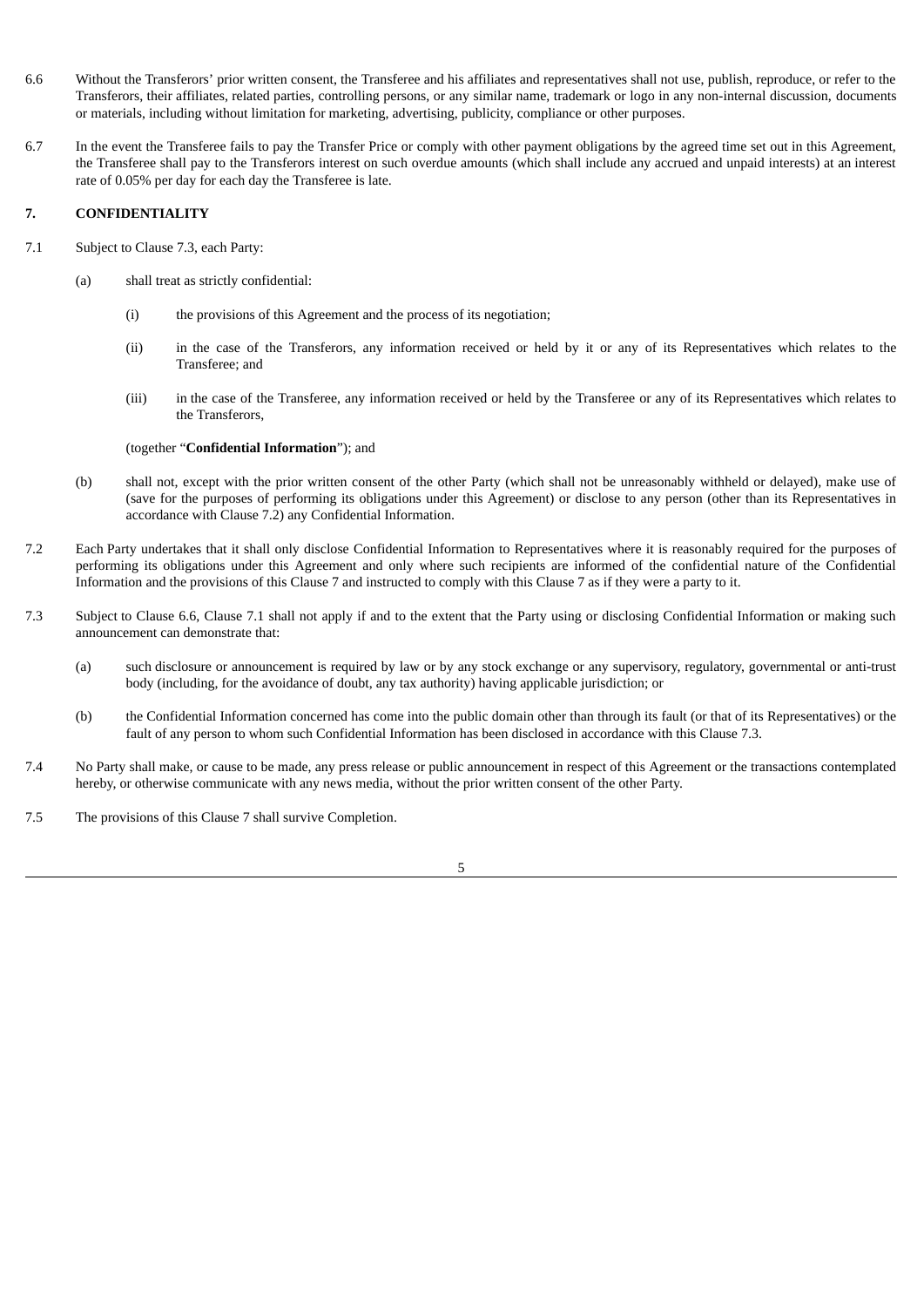6.6 Without the Transferors' prior written consent, the Transferee and his affiliates and representatives shall not use, publish, reproduce, or refer to the Transferors, their affiliates, related parties, controlling persons, or any similar name, trademark or logo in any non-internal discussion, documents or materials, including without limitation for marketing, advertising, publicity, compliance or other purposes.

6.7 In the event the Transferee fails to pay the Transfer Price or comply with other payment obligations by the agreed time set out in this Agreement, the Transferee shall pay to the Transferors interest on such overdue amounts (which shall include any accrued and unpaid interests) at an interest rate of 0.05% per day for each day the Transferee is late.

## 7. CONFIDENTIALITY

7.1 Subject to Clause 7.3, each Party:

(a) shall treat as strictly confidential:

(i) the provisions of this Agreement and the process of its negotiation;

(ii) in the case of the Transferors, any information received or held by it or any of its Representatives which relates to the Transferee; and

(iii) in the case of the Transferee, any information received or held by the Transferee or any of its Representatives which relates to the Transferors,

(together "**Confidential Information**"); and

(b) shall not, except with the prior written consent of the other Party (which shall not be unreasonably withheld or delayed), make use of (save for the purposes of performing its obligations under this Agreement) or disclose to any person (other than its Representatives in accordance with Clause 7.2) any Confidential Information.

7.2 Each Party undertakes that it shall only disclose Confidential Information to Representatives where it is reasonably required for the purposes of performing its obligations under this Agreement and only where such recipients are informed of the confidential nature of the Confidential Information and the provisions of this Clause 7 and instructed to comply with this Clause 7 as if they were a party to it.

7.3 Subject to Clause 6.6, Clause 7.1 shall not apply if and to the extent that the Party using or disclosing Confidential Information or making such announcement can demonstrate that:

(a) such disclosure or announcement is required by law or by any stock exchange or any supervisory, regulatory, governmental or anti-trust body (including, for the avoidance of doubt, any tax authority) having applicable jurisdiction; or

(b) the Confidential Information concerned has come into the public domain other than through its fault (or that of its Representatives) or the fault of any person to whom such Confidential Information has been disclosed in accordance with this Clause 7.3.

7.4 No Party shall make, or cause to be made, any press release or public announcement in respect of this Agreement or the transactions contemplated hereby, or otherwise communicate with any news media, without the prior written consent of the other Party.

7.5 The provisions of this Clause 7 shall survive Completion.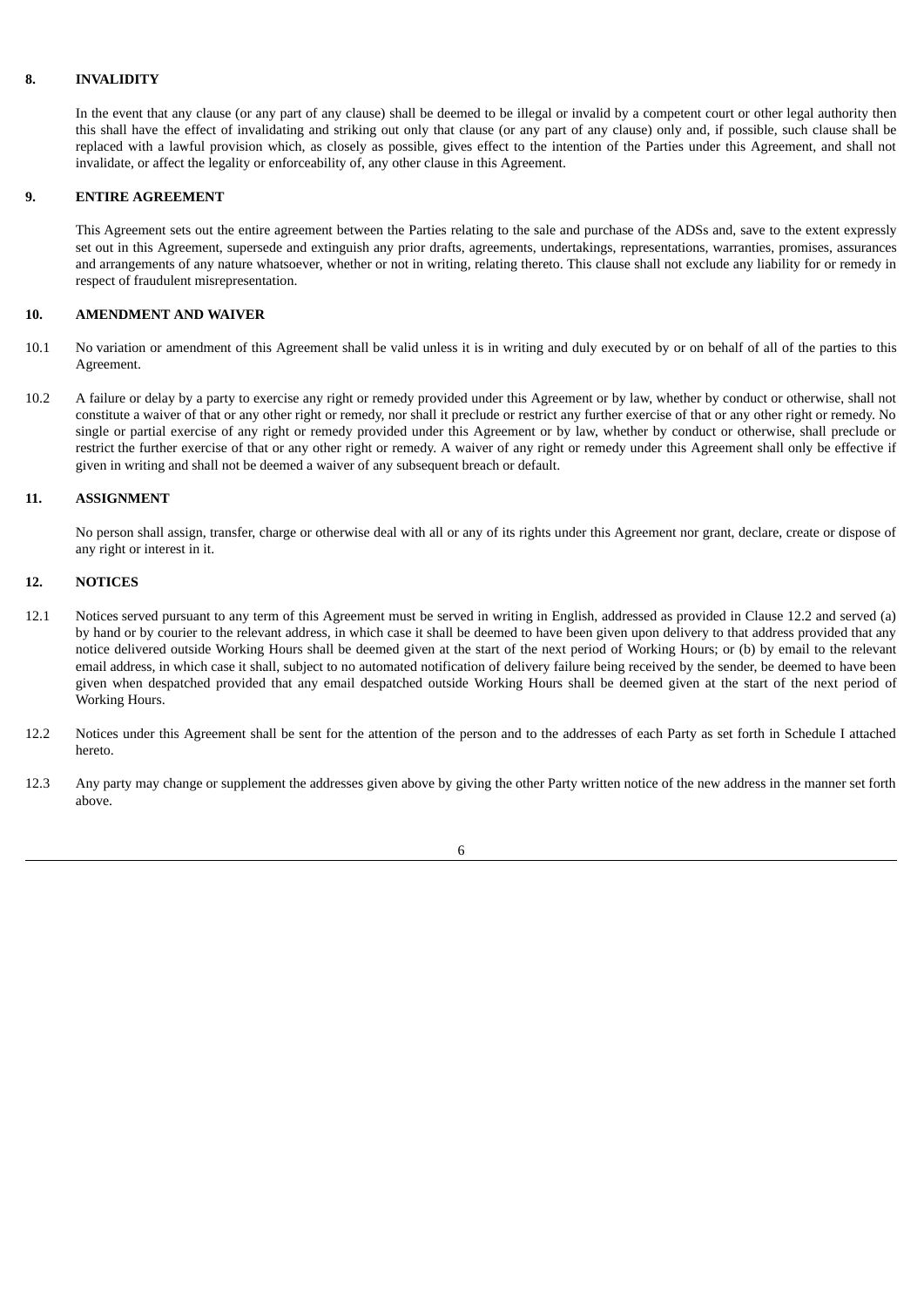## 8. INVALIDITY

In the event that any clause (or any part of any clause) shall be deemed to be illegal or invalid by a competent court or other legal authority then this shall have the effect of invalidating and striking out only that clause (or any part of any clause) only and, if possible, such clause shall be replaced with a lawful provision which, as closely as possible, gives effect to the intention of the Parties under this Agreement, and shall not invalidate, or affect the legality or enforceability of, any other clause in this Agreement.

## 9. ENTIRE AGREEMENT

This Agreement sets out the entire agreement between the Parties relating to the sale and purchase of the ADSs and, save to the extent expressly set out in this Agreement, supersede and extinguish any prior drafts, agreements, undertakings, representations, warranties, promises, assurances and arrangements of any nature whatsoever, whether or not in writing, relating thereto. This clause shall not exclude any liability for or remedy in respect of fraudulent misrepresentation.

## 10. AMENDMENT AND WAIVER

10.1 No variation or amendment of this Agreement shall be valid unless it is in writing and duly executed by or on behalf of all of the parties to this Agreement.

10.2 A failure or delay by a party to exercise any right or remedy provided under this Agreement or by law, whether by conduct or otherwise, shall not constitute a waiver of that or any other right or remedy, nor shall it preclude or restrict any further exercise of that or any other right or remedy. No single or partial exercise of any right or remedy provided under this Agreement or by law, whether by conduct or otherwise, shall preclude or restrict the further exercise of that or any other right or remedy. A waiver of any right or remedy under this Agreement shall only be effective if given in writing and shall not be deemed a waiver of any subsequent breach or default.

## 11. ASSIGNMENT

No person shall assign, transfer, charge or otherwise deal with all or any of its rights under this Agreement nor grant, declare, create or dispose of any right or interest in it.

## 12. NOTICES

12.1 Notices served pursuant to any term of this Agreement must be served in writing in English, addressed as provided in Clause 12.2 and served (a) by hand or by courier to the relevant address, in which case it shall be deemed to have been given upon delivery to that address provided that any notice delivered outside Working Hours shall be deemed given at the start of the next period of Working Hours; or (b) by email to the relevant email address, in which case it shall, subject to no automated notification of delivery failure being received by the sender, be deemed to have been given when despatched provided that any email despatched outside Working Hours shall be deemed given at the start of the next period of Working Hours.

12.2 Notices under this Agreement shall be sent for the attention of the person and to the addresses of each Party as set forth in Schedule I attached hereto.

12.3 Any party may change or supplement the addresses given above by giving the other Party written notice of the new address in the manner set forth above.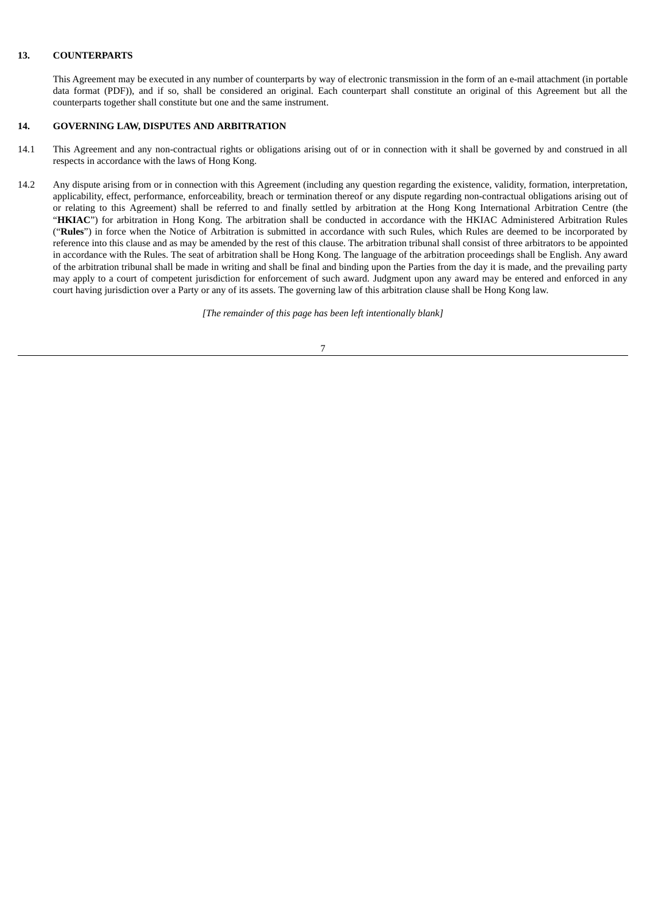## 13. COUNTERPARTS

This Agreement may be executed in any number of counterparts by way of electronic transmission in the form of an e-mail attachment (in portable data format (PDF)), and if so, shall be considered an original. Each counterpart shall constitute an original of this Agreement but all the counterparts together shall constitute but one and the same instrument.

## 14. GOVERNING LAW, DISPUTES AND ARBITRATION

14.1 This Agreement and any non-contractual rights or obligations arising out of or in connection with it shall be governed by and construed in all respects in accordance with the laws of Hong Kong.

14.2 Any dispute arising from or in connection with this Agreement (including any question regarding the existence, validity, formation, interpretation, applicability, effect, performance, enforceability, breach or termination thereof or any dispute regarding non-contractual obligations arising out of or relating to this Agreement) shall be referred to and finally settled by arbitration at the Hong Kong International Arbitration Centre (the "**HKIAC**") for arbitration in Hong Kong. The arbitration shall be conducted in accordance with the HKIAC Administered Arbitration Rules ("**Rules**") in force when the Notice of Arbitration is submitted in accordance with such Rules, which Rules are deemed to be incorporated by reference into this clause and as may be amended by the rest of this clause. The arbitration tribunal shall consist of three arbitrators to be appointed in accordance with the Rules. The seat of arbitration shall be Hong Kong. The language of the arbitration proceedings shall be English. Any award of the arbitration tribunal shall be made in writing and shall be final and binding upon the Parties from the day it is made, and the prevailing party may apply to a court of competent jurisdiction for enforcement of such award. Judgment upon any award may be entered and enforced in any court having jurisdiction over a Party or any of its assets. The governing law of this arbitration clause shall be Hong Kong law.

*[The remainder of this page has been left intentionally blank]*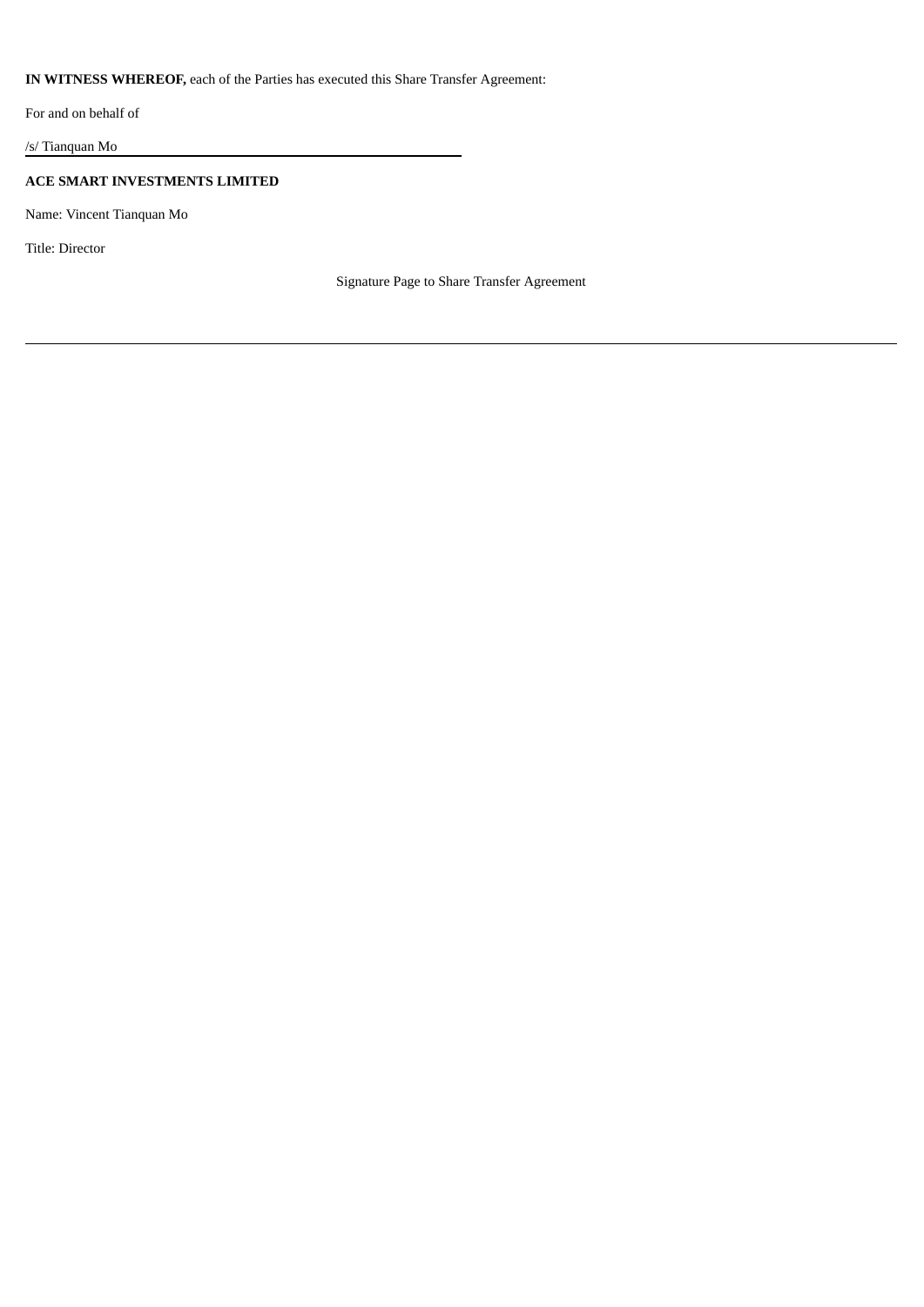**IN WITNESS WHEREOF,** each of the Parties has executed this Share Transfer Agreement:

For and on behalf of

/s/ Tianquan Mo

**ACE SMART INVESTMENTS LIMITED**

Name: Vincent Tianquan Mo

Title: Director

Signature Page to Share Transfer Agreement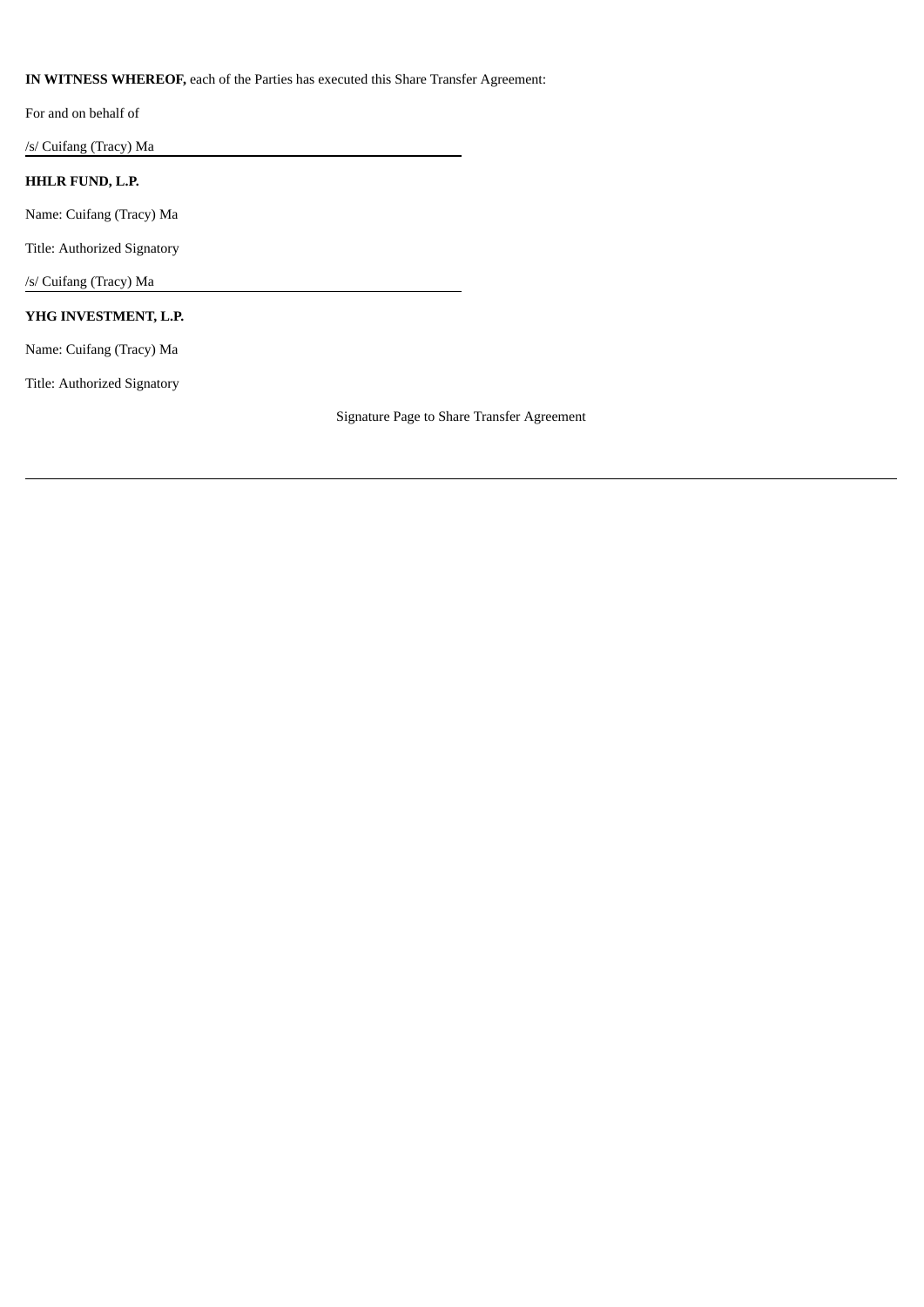**IN WITNESS WHEREOF,** each of the Parties has executed this Share Transfer Agreement:

For and on behalf of

/s/ Cuifang (Tracy) Ma

**HHLR FUND, L.P.**

Name: Cuifang (Tracy) Ma

Title: Authorized Signatory

/s/ Cuifang (Tracy) Ma

**YHG INVESTMENT, L.P.**

Name: Cuifang (Tracy) Ma

Title: Authorized Signatory

Signature Page to Share Transfer Agreement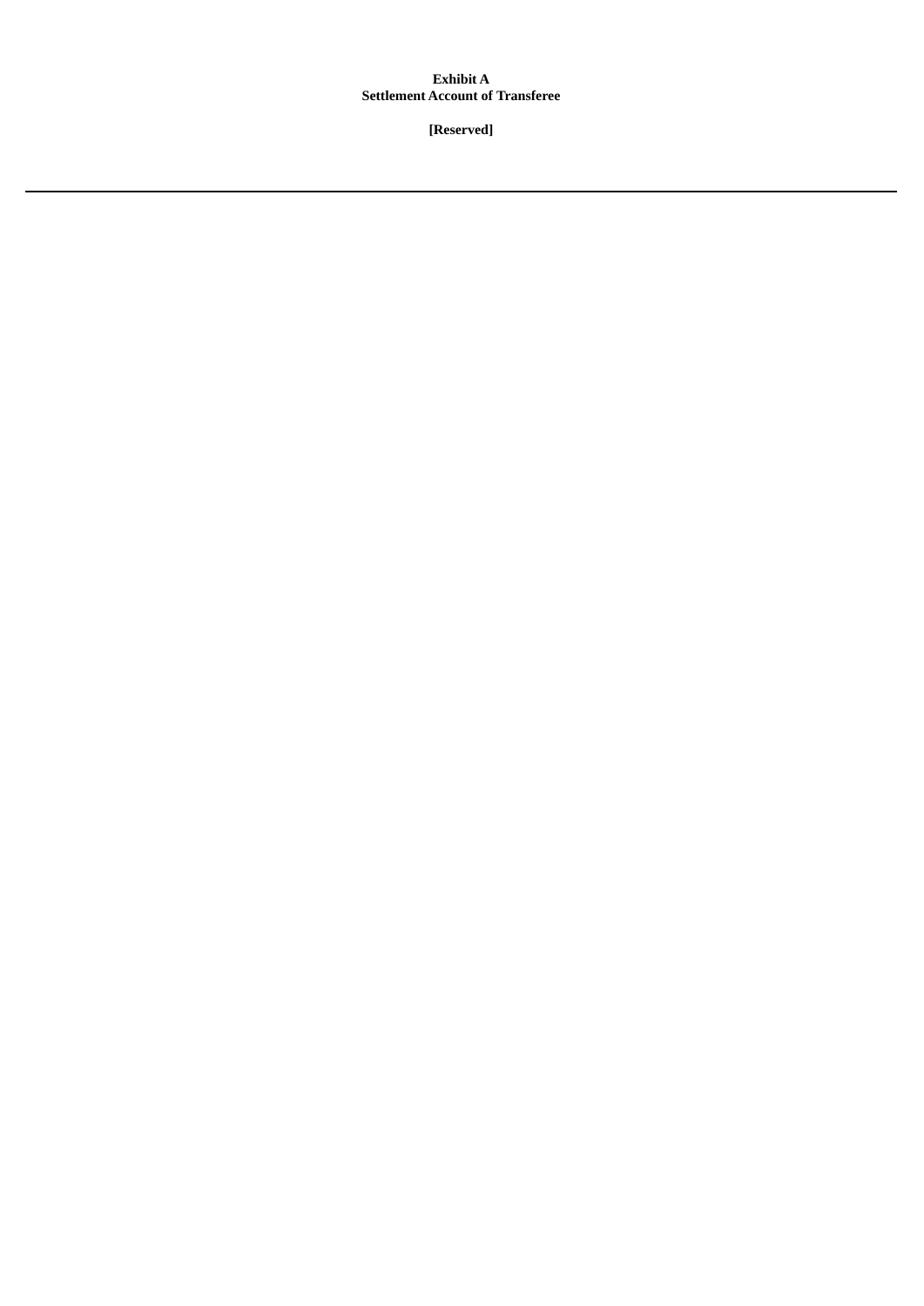**Exhibit A**
**Settlement Account of Transferee**

**[Reserved]**

---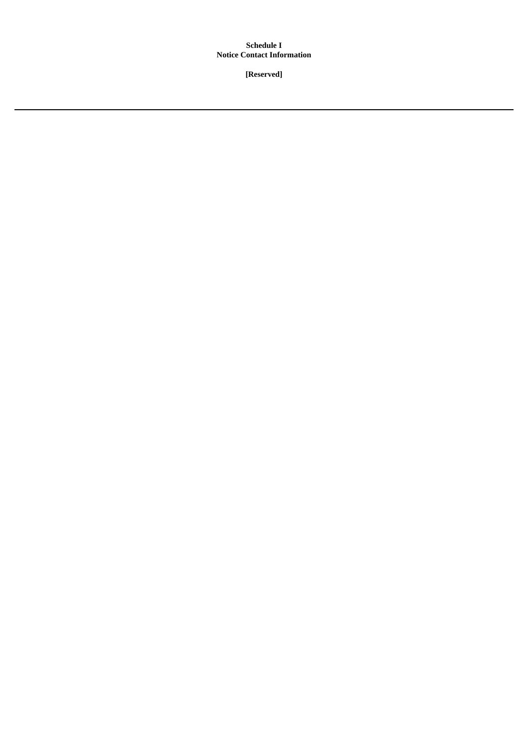**Schedule I**
**Notice Contact Information**

**[Reserved]**

---